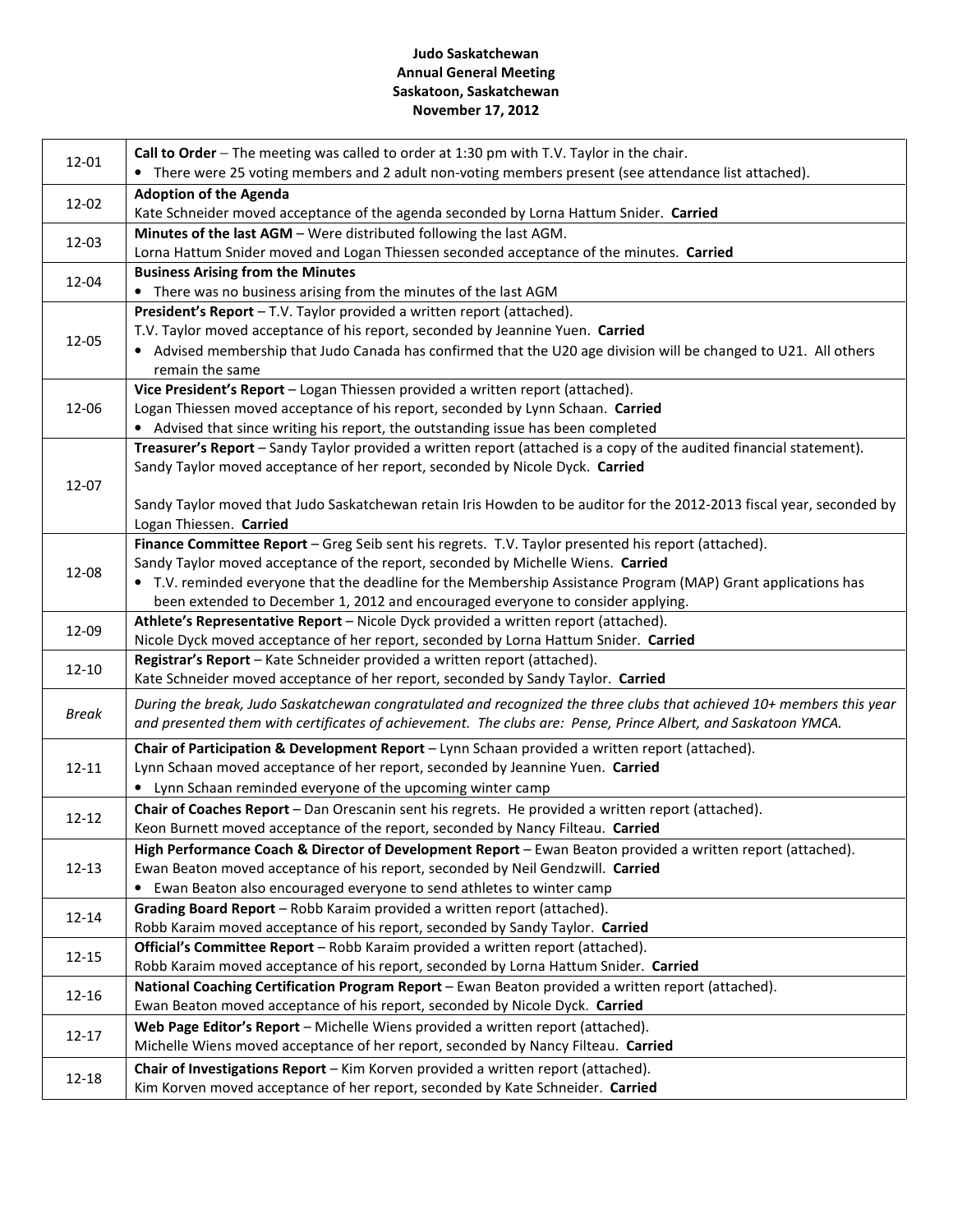**Judo Saskatchewan**
**Annual General Meeting**
**Saskatoon, Saskatchewan**
**November 17, 2012**

| | |
|---|---|
| 12-01 | **Call to Order** – The meeting was called to order at 1:30 pm with T.V. Taylor in the chair.<br>• There were 25 voting members and 2 adult non-voting members present (see attendance list attached). |
| 12-02 | **Adoption of the Agenda**<br>Kate Schneider moved acceptance of the agenda seconded by Lorna Hattum Snider. **Carried** |
| 12-03 | **Minutes of the last AGM** – Were distributed following the last AGM.<br>Lorna Hattum Snider moved and Logan Thiessen seconded acceptance of the minutes. **Carried** |
| 12-04 | **Business Arising from the Minutes**<br>• There was no business arising from the minutes of the last AGM |
| 12-05 | **President's Report** – T.V. Taylor provided a written report (attached).<br>T.V. Taylor moved acceptance of his report, seconded by Jeannine Yuen. **Carried**<br>• Advised membership that Judo Canada has confirmed that the U20 age division will be changed to U21. All others remain the same |
| 12-06 | **Vice President's Report** – Logan Thiessen provided a written report (attached).<br>Logan Thiessen moved acceptance of his report, seconded by Lynn Schaan. **Carried**<br>• Advised that since writing his report, the outstanding issue has been completed |
| 12-07 | **Treasurer's Report** – Sandy Taylor provided a written report (attached is a copy of the audited financial statement).<br>Sandy Taylor moved acceptance of her report, seconded by Nicole Dyck. **Carried**<br><br>Sandy Taylor moved that Judo Saskatchewan retain Iris Howden to be auditor for the 2012-2013 fiscal year, seconded by Logan Thiessen. **Carried** |
| 12-08 | **Finance Committee Report** – Greg Seib sent his regrets. T.V. Taylor presented his report (attached).<br>Sandy Taylor moved acceptance of the report, seconded by Michelle Wiens. **Carried**<br>• T.V. reminded everyone that the deadline for the Membership Assistance Program (MAP) Grant applications has been extended to December 1, 2012 and encouraged everyone to consider applying. |
| 12-09 | **Athlete's Representative Report** – Nicole Dyck provided a written report (attached).<br>Nicole Dyck moved acceptance of her report, seconded by Lorna Hattum Snider. **Carried** |
| 12-10 | **Registrar's Report** – Kate Schneider provided a written report (attached).<br>Kate Schneider moved acceptance of her report, seconded by Sandy Taylor. **Carried** |
| *Break* | *During the break, Judo Saskatchewan congratulated and recognized the three clubs that achieved 10+ members this year and presented them with certificates of achievement. The clubs are: Pense, Prince Albert, and Saskatoon YMCA.* |
| 12-11 | **Chair of Participation & Development Report** – Lynn Schaan provided a written report (attached).<br>Lynn Schaan moved acceptance of her report, seconded by Jeannine Yuen. **Carried**<br>• Lynn Schaan reminded everyone of the upcoming winter camp |
| 12-12 | **Chair of Coaches Report** – Dan Orescanin sent his regrets. He provided a written report (attached).<br>Keon Burnett moved acceptance of the report, seconded by Nancy Filteau. **Carried** |
| 12-13 | **High Performance Coach & Director of Development Report** – Ewan Beaton provided a written report (attached).<br>Ewan Beaton moved acceptance of his report, seconded by Neil Gendzwill. **Carried**<br>• Ewan Beaton also encouraged everyone to send athletes to winter camp |
| 12-14 | **Grading Board Report** – Robb Karaim provided a written report (attached).<br>Robb Karaim moved acceptance of his report, seconded by Sandy Taylor. **Carried** |
| 12-15 | **Official's Committee Report** – Robb Karaim provided a written report (attached).<br>Robb Karaim moved acceptance of his report, seconded by Lorna Hattum Snider. **Carried** |
| 12-16 | **National Coaching Certification Program Report** – Ewan Beaton provided a written report (attached).<br>Ewan Beaton moved acceptance of his report, seconded by Nicole Dyck. **Carried** |
| 12-17 | **Web Page Editor's Report** – Michelle Wiens provided a written report (attached).<br>Michelle Wiens moved acceptance of her report, seconded by Nancy Filteau. **Carried** |
| 12-18 | **Chair of Investigations Report** – Kim Korven provided a written report (attached).<br>Kim Korven moved acceptance of her report, seconded by Kate Schneider. **Carried** |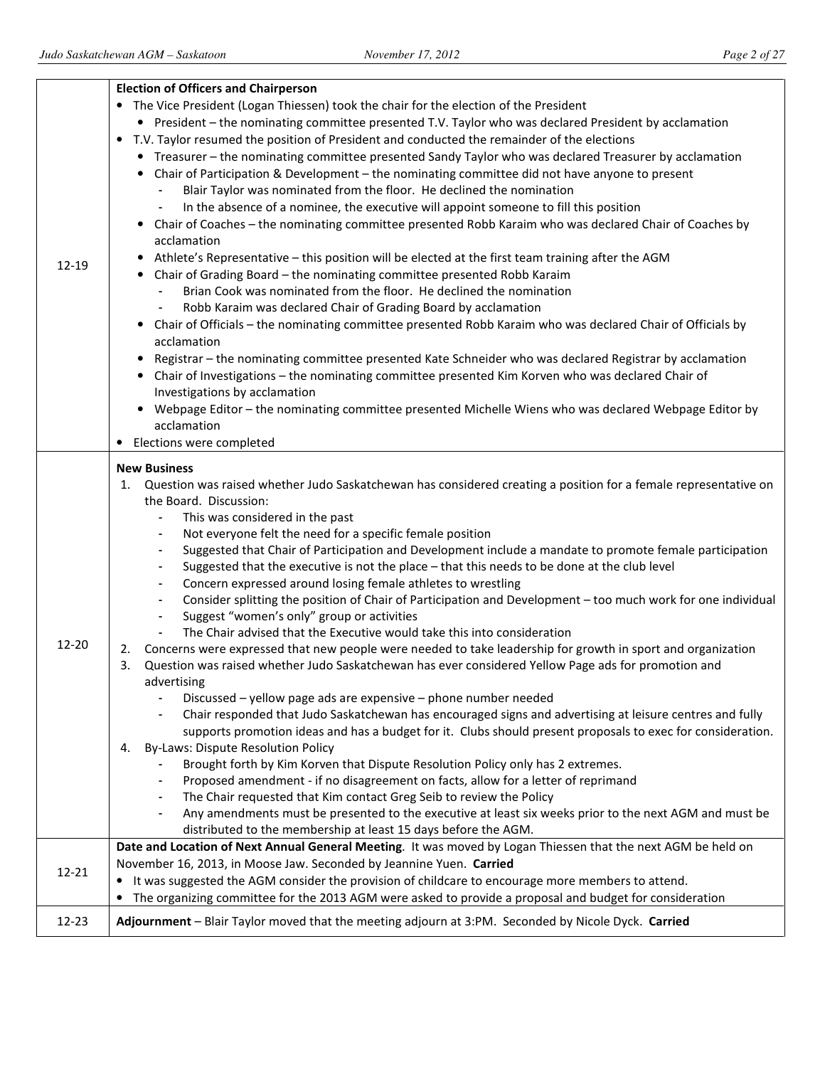| | |
|---|---|
| 12-19 | **Election of Officers and Chairperson**<br>• The Vice President (Logan Thiessen) took the chair for the election of the President<br>&nbsp;&nbsp;• President – the nominating committee presented T.V. Taylor who was declared President by acclamation<br>• T.V. Taylor resumed the position of President and conducted the remainder of the elections<br>&nbsp;&nbsp;• Treasurer – the nominating committee presented Sandy Taylor who was declared Treasurer by acclamation<br>&nbsp;&nbsp;• Chair of Participation & Development – the nominating committee did not have anyone to present<br>&nbsp;&nbsp;&nbsp;&nbsp;- Blair Taylor was nominated from the floor. He declined the nomination<br>&nbsp;&nbsp;&nbsp;&nbsp;- In the absence of a nominee, the executive will appoint someone to fill this position<br>&nbsp;&nbsp;• Chair of Coaches – the nominating committee presented Robb Karaim who was declared Chair of Coaches by acclamation<br>&nbsp;&nbsp;• Athlete's Representative – this position will be elected at the first team training after the AGM<br>&nbsp;&nbsp;• Chair of Grading Board – the nominating committee presented Robb Karaim<br>&nbsp;&nbsp;&nbsp;&nbsp;- Brian Cook was nominated from the floor. He declined the nomination<br>&nbsp;&nbsp;&nbsp;&nbsp;- Robb Karaim was declared Chair of Grading Board by acclamation<br>&nbsp;&nbsp;• Chair of Officials – the nominating committee presented Robb Karaim who was declared Chair of Officials by acclamation<br>&nbsp;&nbsp;• Registrar – the nominating committee presented Kate Schneider who was declared Registrar by acclamation<br>&nbsp;&nbsp;• Chair of Investigations – the nominating committee presented Kim Korven who was declared Chair of Investigations by acclamation<br>&nbsp;&nbsp;• Webpage Editor – the nominating committee presented Michelle Wiens who was declared Webpage Editor by acclamation<br>• Elections were completed |
| 12-20 | **New Business**<br>1. Question was raised whether Judo Saskatchewan has considered creating a position for a female representative on the Board. Discussion:<br>&nbsp;&nbsp;&nbsp;&nbsp;- This was considered in the past<br>&nbsp;&nbsp;&nbsp;&nbsp;- Not everyone felt the need for a specific female position<br>&nbsp;&nbsp;&nbsp;&nbsp;- Suggested that Chair of Participation and Development include a mandate to promote female participation<br>&nbsp;&nbsp;&nbsp;&nbsp;- Suggested that the executive is not the place – that this needs to be done at the club level<br>&nbsp;&nbsp;&nbsp;&nbsp;- Concern expressed around losing female athletes to wrestling<br>&nbsp;&nbsp;&nbsp;&nbsp;- Consider splitting the position of Chair of Participation and Development – too much work for one individual<br>&nbsp;&nbsp;&nbsp;&nbsp;- Suggest "women's only" group or activities<br>&nbsp;&nbsp;&nbsp;&nbsp;- The Chair advised that the Executive would take this into consideration<br>2. Concerns were expressed that new people were needed to take leadership for growth in sport and organization<br>3. Question was raised whether Judo Saskatchewan has ever considered Yellow Page ads for promotion and advertising<br>&nbsp;&nbsp;&nbsp;&nbsp;- Discussed – yellow page ads are expensive – phone number needed<br>&nbsp;&nbsp;&nbsp;&nbsp;- Chair responded that Judo Saskatchewan has encouraged signs and advertising at leisure centres and fully supports promotion ideas and has a budget for it. Clubs should present proposals to exec for consideration.<br>4. By-Laws: Dispute Resolution Policy<br>&nbsp;&nbsp;&nbsp;&nbsp;- Brought forth by Kim Korven that Dispute Resolution Policy only has 2 extremes.<br>&nbsp;&nbsp;&nbsp;&nbsp;- Proposed amendment - if no disagreement on facts, allow for a letter of reprimand<br>&nbsp;&nbsp;&nbsp;&nbsp;- The Chair requested that Kim contact Greg Seib to review the Policy<br>&nbsp;&nbsp;&nbsp;&nbsp;- Any amendments must be presented to the executive at least six weeks prior to the next AGM and must be distributed to the membership at least 15 days before the AGM. |
| 12-21 | **Date and Location of Next Annual General Meeting**. It was moved by Logan Thiessen that the next AGM be held on November 16, 2013, in Moose Jaw. Seconded by Jeannine Yuen. **Carried**<br>• It was suggested the AGM consider the provision of childcare to encourage more members to attend.<br>• The organizing committee for the 2013 AGM were asked to provide a proposal and budget for consideration |
| 12-23 | **Adjournment** – Blair Taylor moved that the meeting adjourn at 3:PM. Seconded by Nicole Dyck. **Carried** |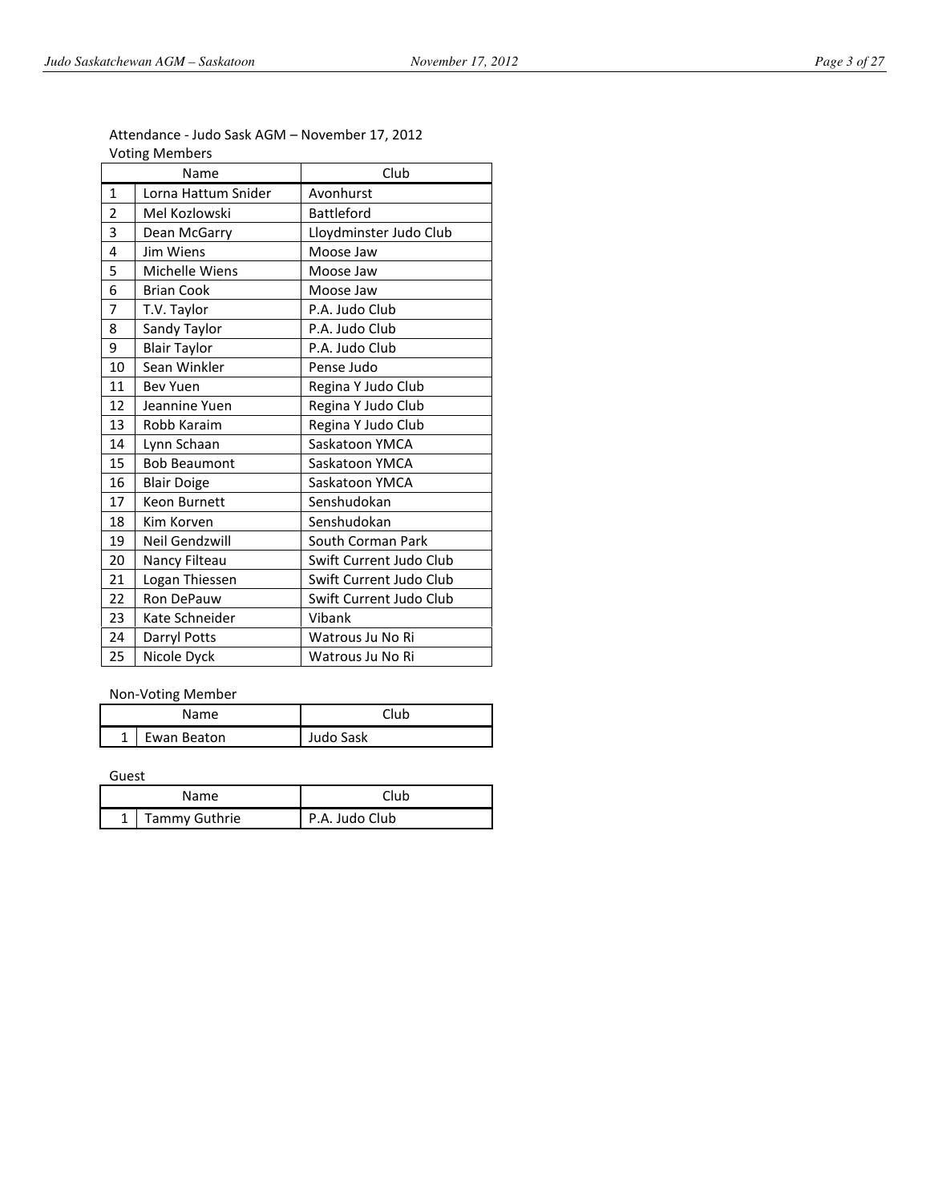Attendance - Judo Sask AGM – November 17, 2012

Voting Members

| | Name | Club |
|---|---|---|
| 1 | Lorna Hattum Snider | Avonhurst |
| 2 | Mel Kozlowski | Battleford |
| 3 | Dean McGarry | Lloydminster Judo Club |
| 4 | Jim Wiens | Moose Jaw |
| 5 | Michelle Wiens | Moose Jaw |
| 6 | Brian Cook | Moose Jaw |
| 7 | T.V. Taylor | P.A. Judo Club |
| 8 | Sandy Taylor | P.A. Judo Club |
| 9 | Blair Taylor | P.A. Judo Club |
| 10 | Sean Winkler | Pense Judo |
| 11 | Bev Yuen | Regina Y Judo Club |
| 12 | Jeannine Yuen | Regina Y Judo Club |
| 13 | Robb Karaim | Regina Y Judo Club |
| 14 | Lynn Schaan | Saskatoon YMCA |
| 15 | Bob Beaumont | Saskatoon YMCA |
| 16 | Blair Doige | Saskatoon YMCA |
| 17 | Keon Burnett | Senshudokan |
| 18 | Kim Korven | Senshudokan |
| 19 | Neil Gendzwill | South Corman Park |
| 20 | Nancy Filteau | Swift Current Judo Club |
| 21 | Logan Thiessen | Swift Current Judo Club |
| 22 | Ron DePauw | Swift Current Judo Club |
| 23 | Kate Schneider | Vibank |
| 24 | Darryl Potts | Watrous Ju No Ri |
| 25 | Nicole Dyck | Watrous Ju No Ri |

Non-Voting Member

| | Name | Club |
|---|---|---|
| 1 | Ewan Beaton | Judo Sask |

Guest

| | Name | Club |
|---|---|---|
| 1 | Tammy Guthrie | P.A. Judo Club |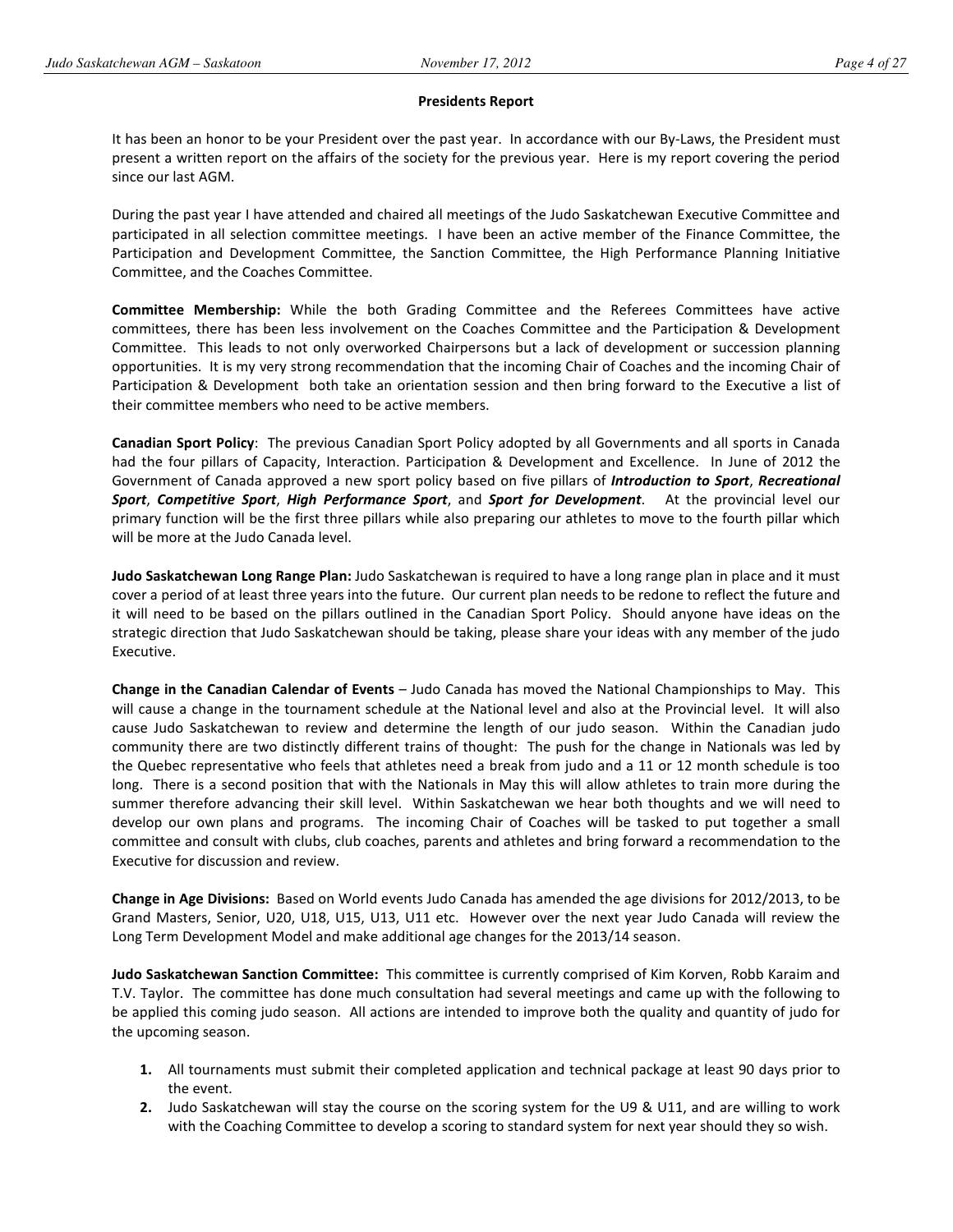**Presidents Report**

It has been an honor to be your President over the past year. In accordance with our By-Laws, the President must present a written report on the affairs of the society for the previous year. Here is my report covering the period since our last AGM.

During the past year I have attended and chaired all meetings of the Judo Saskatchewan Executive Committee and participated in all selection committee meetings. I have been an active member of the Finance Committee, the Participation and Development Committee, the Sanction Committee, the High Performance Planning Initiative Committee, and the Coaches Committee.

**Committee Membership:** While the both Grading Committee and the Referees Committees have active committees, there has been less involvement on the Coaches Committee and the Participation & Development Committee. This leads to not only overworked Chairpersons but a lack of development or succession planning opportunities. It is my very strong recommendation that the incoming Chair of Coaches and the incoming Chair of Participation & Development both take an orientation session and then bring forward to the Executive a list of their committee members who need to be active members.

**Canadian Sport Policy**: The previous Canadian Sport Policy adopted by all Governments and all sports in Canada had the four pillars of Capacity, Interaction. Participation & Development and Excellence. In June of 2012 the Government of Canada approved a new sport policy based on five pillars of ***Introduction to Sport***, ***Recreational Sport***, ***Competitive Sport***, ***High Performance Sport***, and ***Sport for Development***. At the provincial level our primary function will be the first three pillars while also preparing our athletes to move to the fourth pillar which will be more at the Judo Canada level.

**Judo Saskatchewan Long Range Plan:** Judo Saskatchewan is required to have a long range plan in place and it must cover a period of at least three years into the future. Our current plan needs to be redone to reflect the future and it will need to be based on the pillars outlined in the Canadian Sport Policy. Should anyone have ideas on the strategic direction that Judo Saskatchewan should be taking, please share your ideas with any member of the judo Executive.

**Change in the Canadian Calendar of Events** – Judo Canada has moved the National Championships to May. This will cause a change in the tournament schedule at the National level and also at the Provincial level. It will also cause Judo Saskatchewan to review and determine the length of our judo season. Within the Canadian judo community there are two distinctly different trains of thought: The push for the change in Nationals was led by the Quebec representative who feels that athletes need a break from judo and a 11 or 12 month schedule is too long. There is a second position that with the Nationals in May this will allow athletes to train more during the summer therefore advancing their skill level. Within Saskatchewan we hear both thoughts and we will need to develop our own plans and programs. The incoming Chair of Coaches will be tasked to put together a small committee and consult with clubs, club coaches, parents and athletes and bring forward a recommendation to the Executive for discussion and review.

**Change in Age Divisions:** Based on World events Judo Canada has amended the age divisions for 2012/2013, to be Grand Masters, Senior, U20, U18, U15, U13, U11 etc. However over the next year Judo Canada will review the Long Term Development Model and make additional age changes for the 2013/14 season.

**Judo Saskatchewan Sanction Committee:** This committee is currently comprised of Kim Korven, Robb Karaim and T.V. Taylor. The committee has done much consultation had several meetings and came up with the following to be applied this coming judo season. All actions are intended to improve both the quality and quantity of judo for the upcoming season.

1. All tournaments must submit their completed application and technical package at least 90 days prior to the event.
2. Judo Saskatchewan will stay the course on the scoring system for the U9 & U11, and are willing to work with the Coaching Committee to develop a scoring to standard system for next year should they so wish.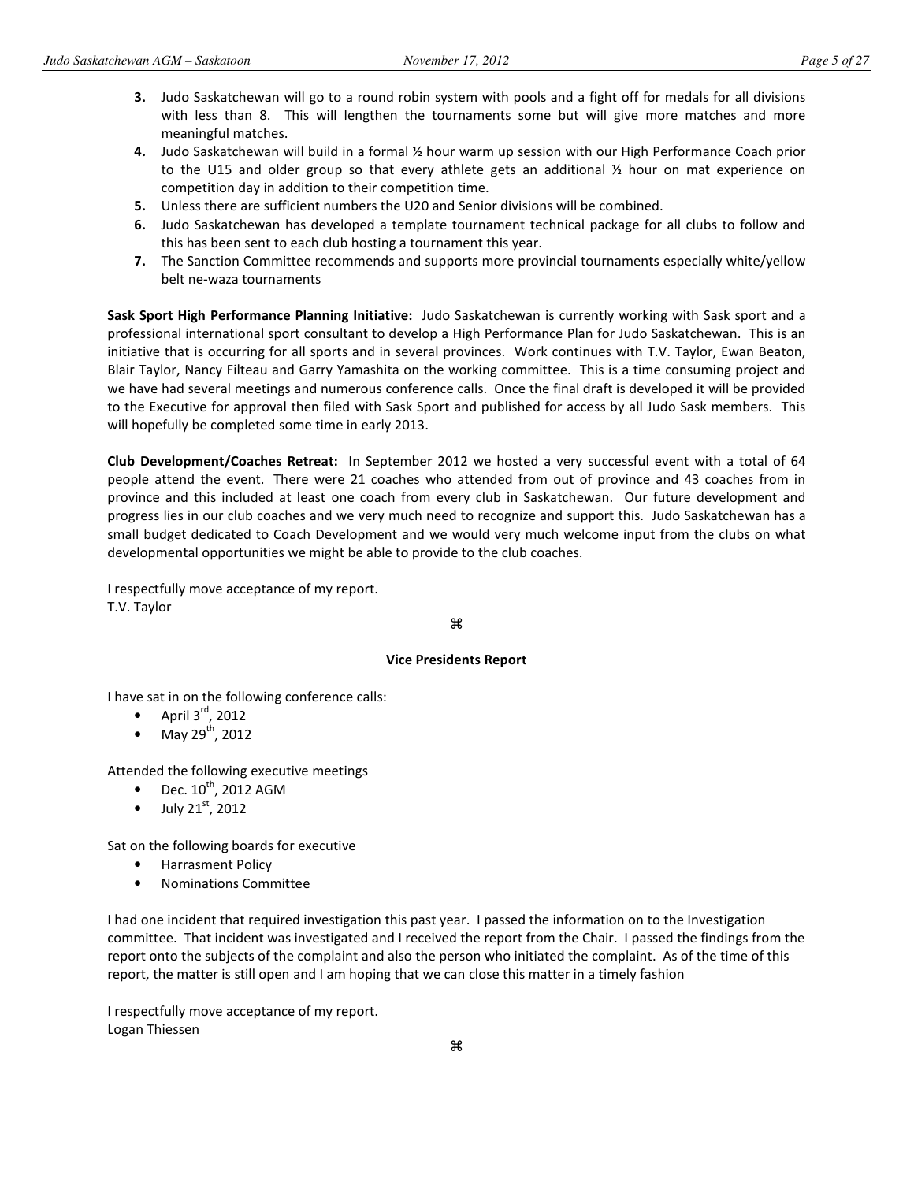3. Judo Saskatchewan will go to a round robin system with pools and a fight off for medals for all divisions with less than 8. This will lengthen the tournaments some but will give more matches and more meaningful matches.
4. Judo Saskatchewan will build in a formal ½ hour warm up session with our High Performance Coach prior to the U15 and older group so that every athlete gets an additional ½ hour on mat experience on competition day in addition to their competition time.
5. Unless there are sufficient numbers the U20 and Senior divisions will be combined.
6. Judo Saskatchewan has developed a template tournament technical package for all clubs to follow and this has been sent to each club hosting a tournament this year.
7. The Sanction Committee recommends and supports more provincial tournaments especially white/yellow belt ne-waza tournaments

**Sask Sport High Performance Planning Initiative:** Judo Saskatchewan is currently working with Sask sport and a professional international sport consultant to develop a High Performance Plan for Judo Saskatchewan. This is an initiative that is occurring for all sports and in several provinces. Work continues with T.V. Taylor, Ewan Beaton, Blair Taylor, Nancy Filteau and Garry Yamashita on the working committee. This is a time consuming project and we have had several meetings and numerous conference calls. Once the final draft is developed it will be provided to the Executive for approval then filed with Sask Sport and published for access by all Judo Sask members. This will hopefully be completed some time in early 2013.

**Club Development/Coaches Retreat:** In September 2012 we hosted a very successful event with a total of 64 people attend the event. There were 21 coaches who attended from out of province and 43 coaches from in province and this included at least one coach from every club in Saskatchewan. Our future development and progress lies in our club coaches and we very much need to recognize and support this. Judo Saskatchewan has a small budget dedicated to Coach Development and we would very much welcome input from the clubs on what developmental opportunities we might be able to provide to the club coaches.

I respectfully move acceptance of my report.
T.V. Taylor

⌘

**Vice Presidents Report**

I have sat in on the following conference calls:

- April 3rd, 2012
- May 29th, 2012

Attended the following executive meetings

- Dec. 10th, 2012 AGM
- July 21st, 2012

Sat on the following boards for executive

- Harrasment Policy
- Nominations Committee

I had one incident that required investigation this past year. I passed the information on to the Investigation committee. That incident was investigated and I received the report from the Chair. I passed the findings from the report onto the subjects of the complaint and also the person who initiated the complaint. As of the time of this report, the matter is still open and I am hoping that we can close this matter in a timely fashion

I respectfully move acceptance of my report.
Logan Thiessen

⌘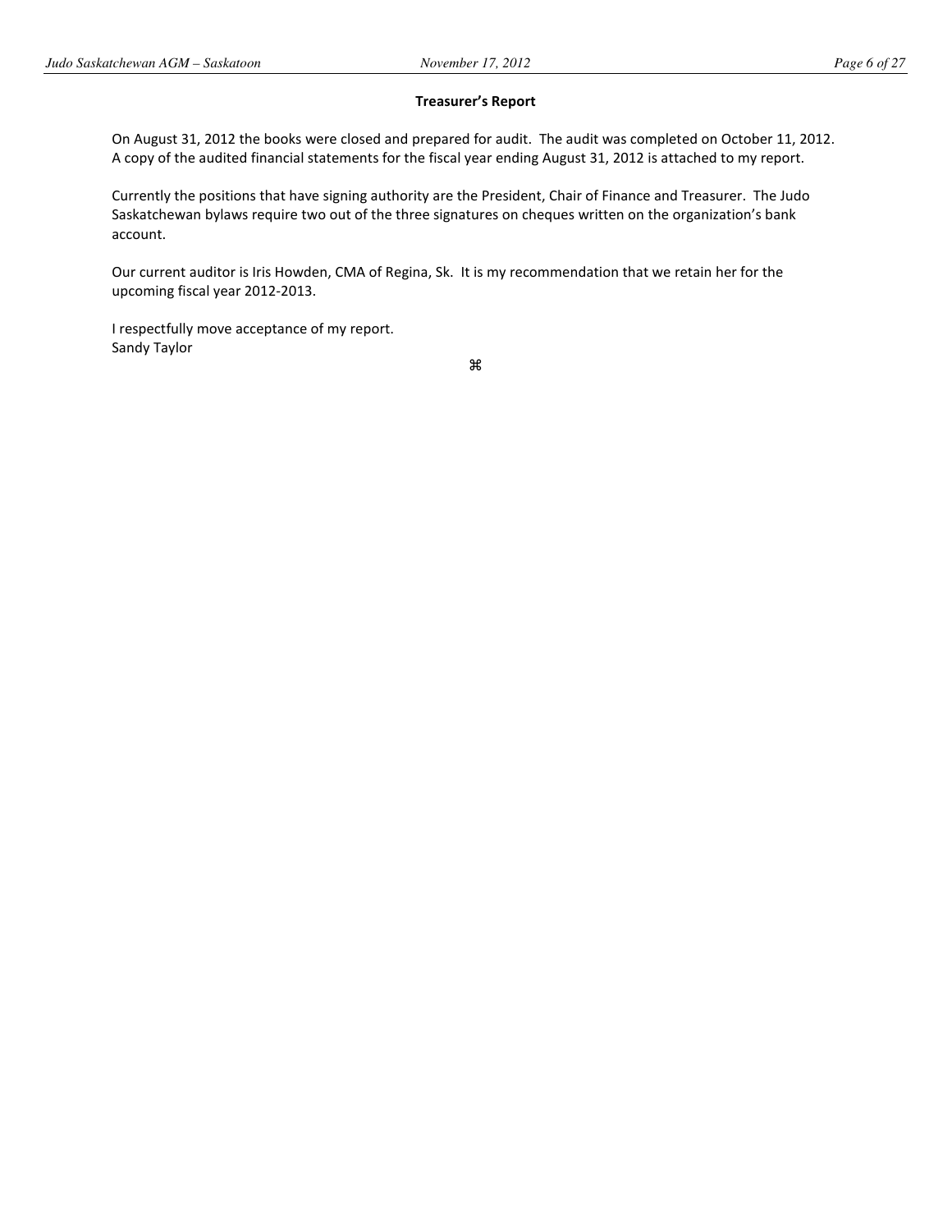## Treasurer's Report

On August 31, 2012 the books were closed and prepared for audit. The audit was completed on October 11, 2012. A copy of the audited financial statements for the fiscal year ending August 31, 2012 is attached to my report.

Currently the positions that have signing authority are the President, Chair of Finance and Treasurer. The Judo Saskatchewan bylaws require two out of the three signatures on cheques written on the organization's bank account.

Our current auditor is Iris Howden, CMA of Regina, Sk. It is my recommendation that we retain her for the upcoming fiscal year 2012-2013.

I respectfully move acceptance of my report.
Sandy Taylor

⌘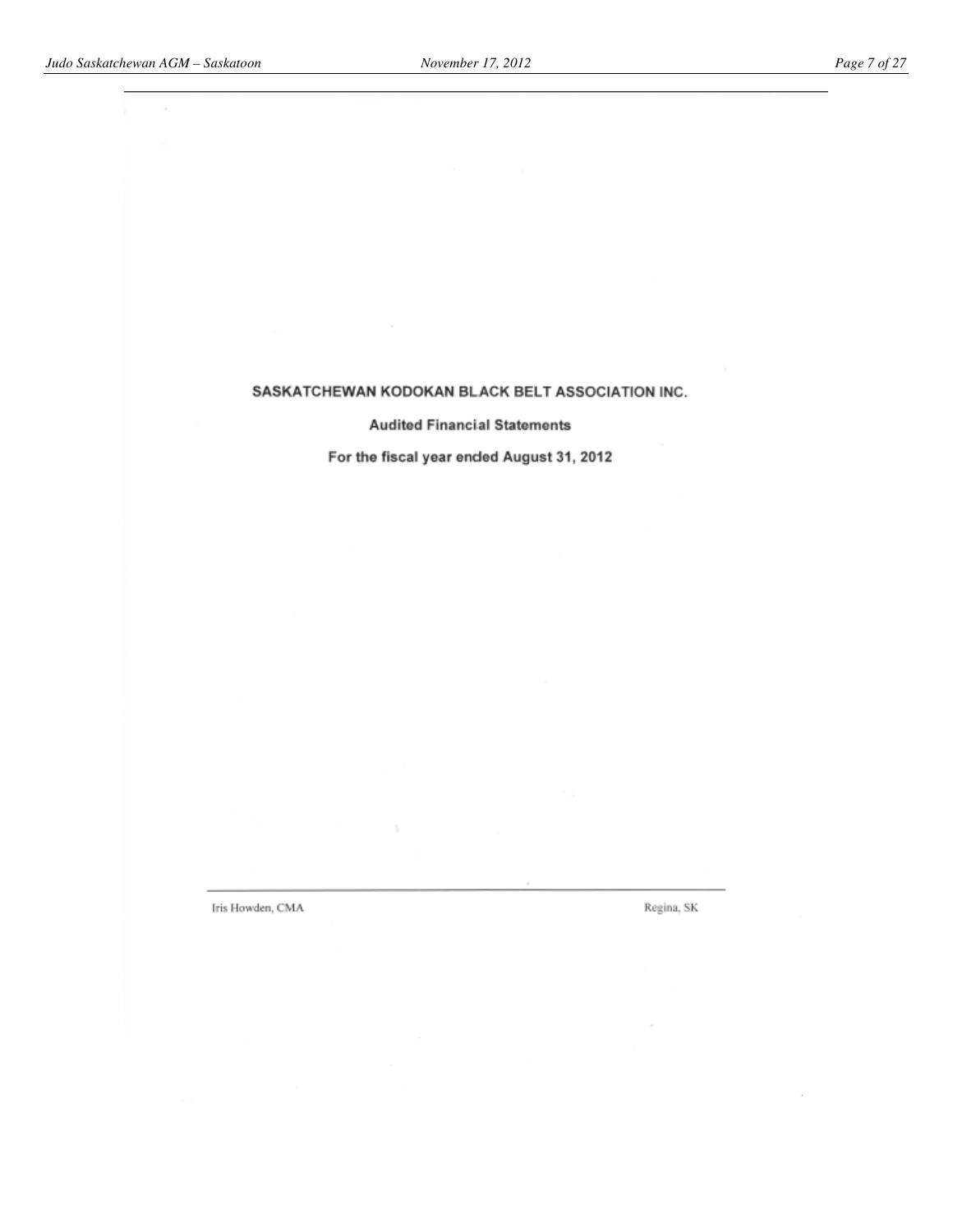# SASKATCHEWAN KODOKAN BLACK BELT ASSOCIATION INC.

## Audited Financial Statements

### For the fiscal year ended August 31, 2012

Iris Howden, CMA

Regina, SK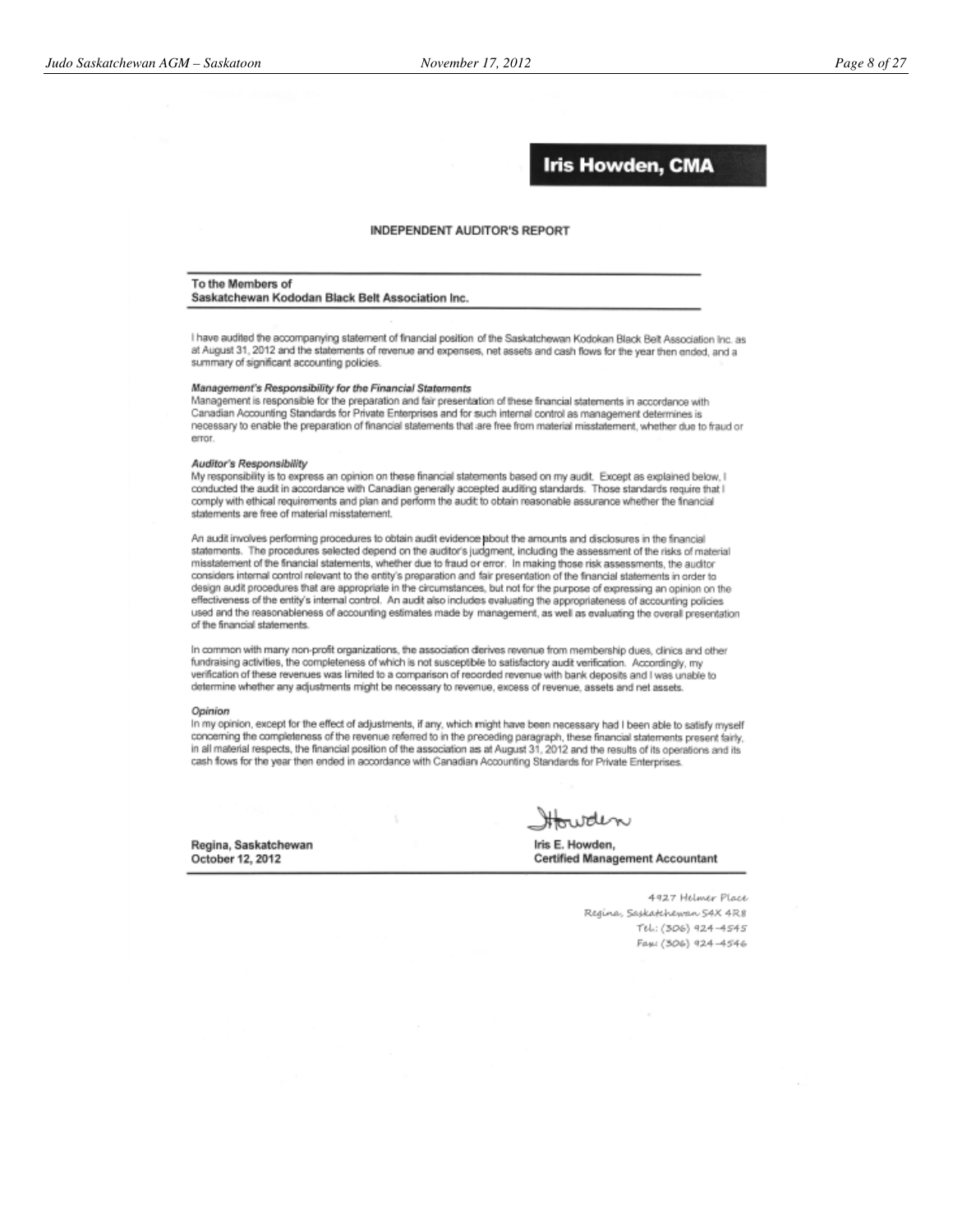**Iris Howden, CMA**

## INDEPENDENT AUDITOR'S REPORT

**To the Members of**
**Saskatchewan Kododan Black Belt Association Inc.**

I have audited the accompanying statement of financial position of the Saskatchewan Kodokan Black Belt Association Inc. as at August 31, 2012 and the statements of revenue and expenses, net assets and cash flows for the year then ended, and a summary of significant accounting policies.

### *Management's Responsibility for the Financial Statements*

Management is responsible for the preparation and fair presentation of these financial statements in accordance with Canadian Accounting Standards for Private Enterprises and for such internal control as management determines is necessary to enable the preparation of financial statements that are free from material misstatement, whether due to fraud or error.

### *Auditor's Responsibility*

My responsibility is to express an opinion on these financial statements based on my audit. Except as explained below, I conducted the audit in accordance with Canadian generally accepted auditing standards. Those standards require that I comply with ethical requirements and plan and perform the audit to obtain reasonable assurance whether the financial statements are free of material misstatement.

An audit involves performing procedures to obtain audit evidence about the amounts and disclosures in the financial statements. The procedures selected depend on the auditor's judgment, including the assessment of the risks of material misstatement of the financial statements, whether due to fraud or error. In making those risk assessments, the auditor considers internal control relevant to the entity's preparation and fair presentation of the financial statements in order to design audit procedures that are appropriate in the circumstances, but not for the purpose of expressing an opinion on the effectiveness of the entity's internal control. An audit also includes evaluating the appropriateness of accounting policies used and the reasonableness of accounting estimates made by management, as well as evaluating the overall presentation of the financial statements.

In common with many non-profit organizations, the association derives revenue from membership dues, clinics and other fundraising activities, the completeness of which is not susceptible to satisfactory audit verification. Accordingly, my verification of these revenues was limited to a comparison of recorded revenue with bank deposits and I was unable to determine whether any adjustments might be necessary to revenue, excess of revenue, assets and net assets.

### *Opinion*

In my opinion, except for the effect of adjustments, if any, which might have been necessary had I been able to satisfy myself concerning the completeness of the revenue referred to in the preceding paragraph, these financial statements present fairly, in all material respects, the financial position of the association as at August 31, 2012 and the results of its operations and its cash flows for the year then ended in accordance with Canadian Accounting Standards for Private Enterprises.

Regina, Saskatchewan
October 12, 2012

Howden
Iris E. Howden,
Certified Management Accountant

4927 Helmer Place
Regina, Saskatchewan S4X 4R8
Tel.: (306) 924-4545
Fax: (306) 924-4546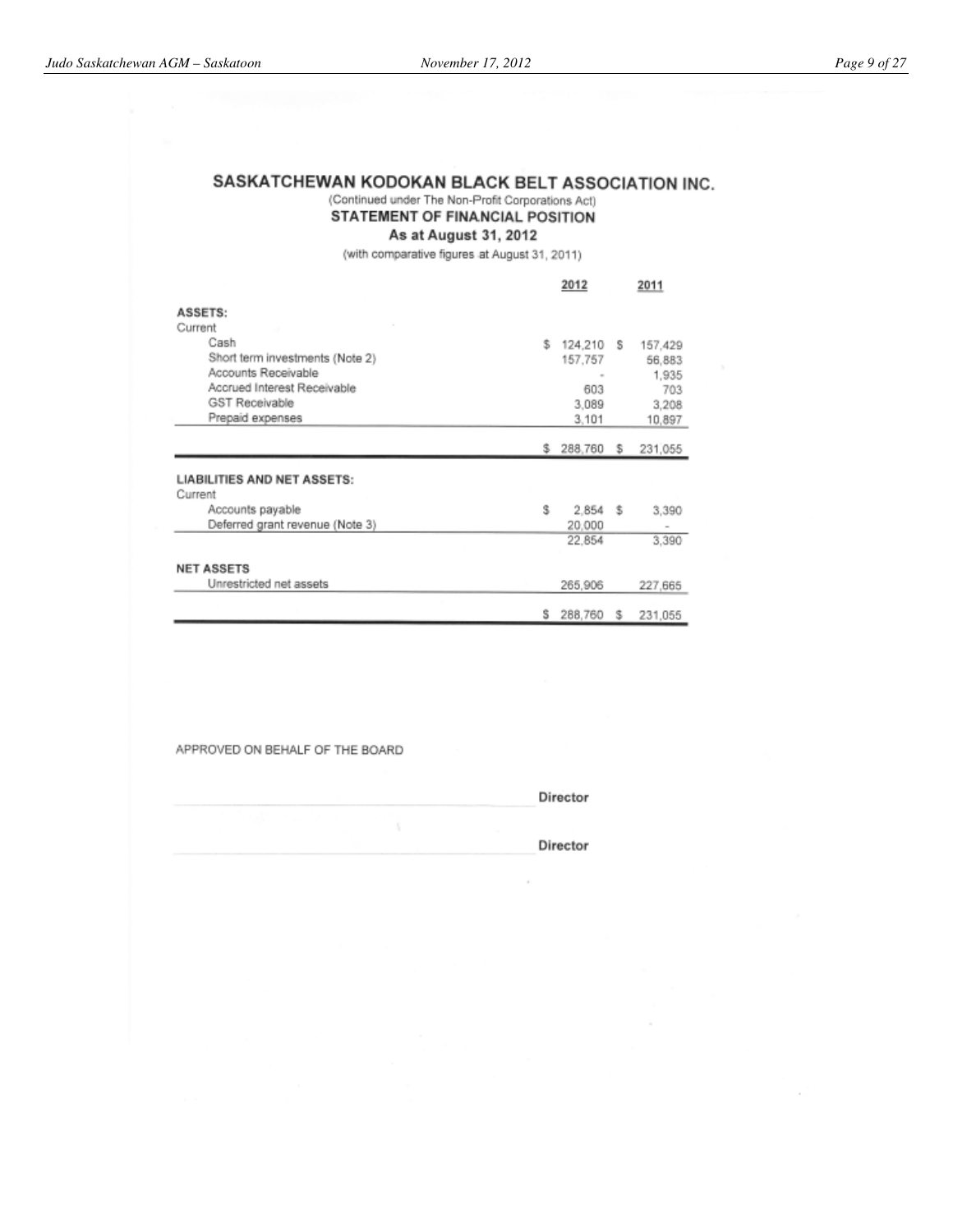# SASKATCHEWAN KODOKAN BLACK BELT ASSOCIATION INC.

(Continued under The Non-Profit Corporations Act)

## STATEMENT OF FINANCIAL POSITION

### As at August 31, 2012

(with comparative figures at August 31, 2011)

| | 2012 | 2011 |
|---|---|---|
| **ASSETS:** | | |
| Current | | |
| Cash | $ 124,210 | $ 157,429 |
| Short term investments (Note 2) | 157,757 | 56,883 |
| Accounts Receivable | - | 1,935 |
| Accrued Interest Receivable | 603 | 703 |
| GST Receivable | 3,089 | 3,208 |
| Prepaid expenses | 3,101 | 10,897 |
| | $ 288,760 | $ 231,055 |
| **LIABILITIES AND NET ASSETS:** | | |
| Current | | |
| Accounts payable | $ 2,854 | $ 3,390 |
| Deferred grant revenue (Note 3) | 20,000 | - |
| | 22,854 | 3,390 |
| **NET ASSETS** | | |
| Unrestricted net assets | 265,906 | 227,665 |
| | $ 288,760 | $ 231,055 |

APPROVED ON BEHALF OF THE BOARD

_______________________ Director

_______________________ Director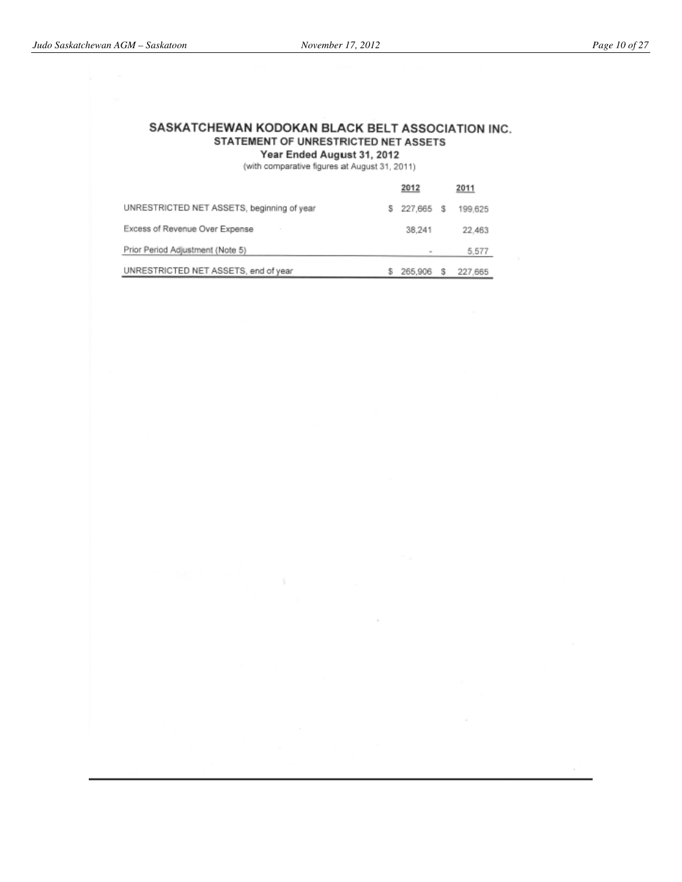# SASKATCHEWAN KODOKAN BLACK BELT ASSOCIATION INC.

## STATEMENT OF UNRESTRICTED NET ASSETS

### Year Ended August 31, 2012

(with comparative figures at August 31, 2011)

| | 2012 | 2011 |
|---|---|---|
| UNRESTRICTED NET ASSETS, beginning of year | $ 227,665 | $ 199,625 |
| Excess of Revenue Over Expense | 38,241 | 22,463 |
| Prior Period Adjustment (Note 5) | - | 5,577 |
| UNRESTRICTED NET ASSETS, end of year | $ 265,906 | $ 227,665 |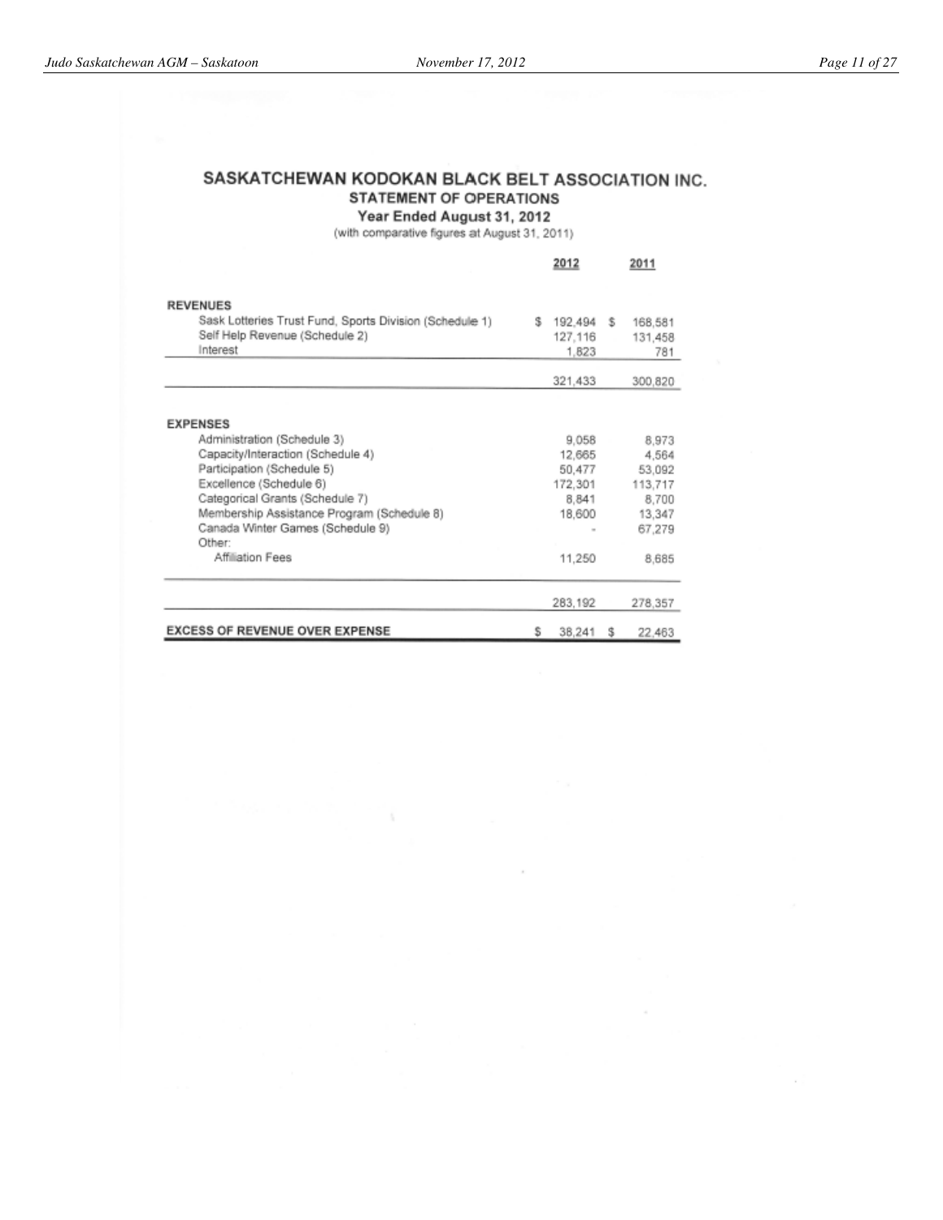# SASKATCHEWAN KODOKAN BLACK BELT ASSOCIATION INC.

## STATEMENT OF OPERATIONS

### Year Ended August 31, 2012

(with comparative figures at August 31, 2011)

| | 2012 | 2011 |
|---|---|---|
| **REVENUES** | | |
| Sask Lotteries Trust Fund, Sports Division (Schedule 1) | $ 192,494 | $ 168,581 |
| Self Help Revenue (Schedule 2) | 127,116 | 131,458 |
| Interest | 1,823 | 781 |
| | 321,433 | 300,820 |
| **EXPENSES** | | |
| Administration (Schedule 3) | 9,058 | 8,973 |
| Capacity/Interaction (Schedule 4) | 12,665 | 4,564 |
| Participation (Schedule 5) | 50,477 | 53,092 |
| Excellence (Schedule 6) | 172,301 | 113,717 |
| Categorical Grants (Schedule 7) | 8,841 | 8,700 |
| Membership Assistance Program (Schedule 8) | 18,600 | 13,347 |
| Canada Winter Games (Schedule 9) | - | 67,279 |
| Other: | | |
| Affiliation Fees | 11,250 | 8,685 |
| | 283,192 | 278,357 |
| **EXCESS OF REVENUE OVER EXPENSE** | $ 38,241 | $ 22,463 |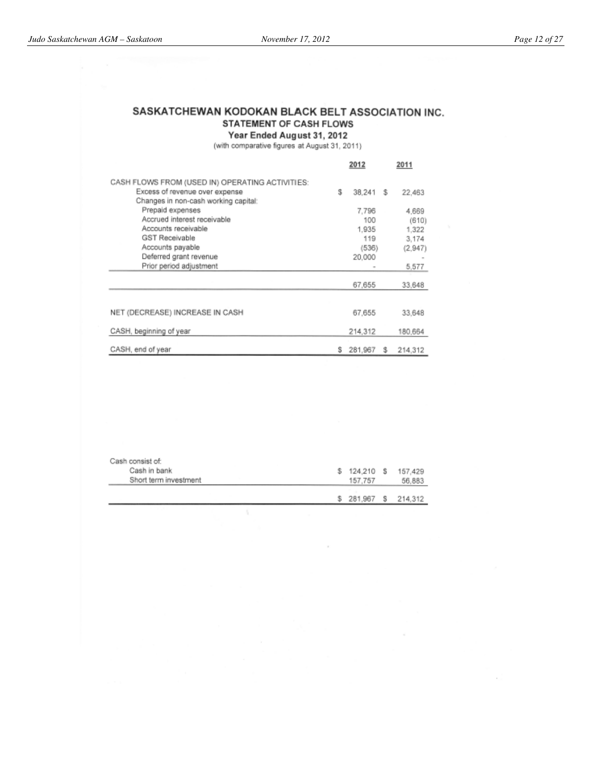## SASKATCHEWAN KODOKAN BLACK BELT ASSOCIATION INC.

### STATEMENT OF CASH FLOWS

### Year Ended August 31, 2012

(with comparative figures at August 31, 2011)

| | 2012 | 2011 |
|---|---|---|
| CASH FLOWS FROM (USED IN) OPERATING ACTIVITIES: | | |
| Excess of revenue over expense | $ 38,241 | $ 22,463 |
| Changes in non-cash working capital: | | |
| Prepaid expenses | 7,796 | 4,669 |
| Accrued interest receivable | 100 | (610) |
| Accounts receivable | 1,935 | 1,322 |
| GST Receivable | 119 | 3,174 |
| Accounts payable | (536) | (2,947) |
| Deferred grant revenue | 20,000 | - |
| Prior period adjustment | - | 5,577 |
| | 67,655 | 33,648 |
| NET (DECREASE) INCREASE IN CASH | 67,655 | 33,648 |
| CASH, beginning of year | 214,312 | 180,664 |
| CASH, end of year | $ 281,967 | $ 214,312 |

| | | |
|---|---|---|
| Cash consist of: | | |
| Cash in bank | $ 124,210 | $ 157,429 |
| Short term investment | 157,757 | 56,883 |
| | $ 281,967 | $ 214,312 |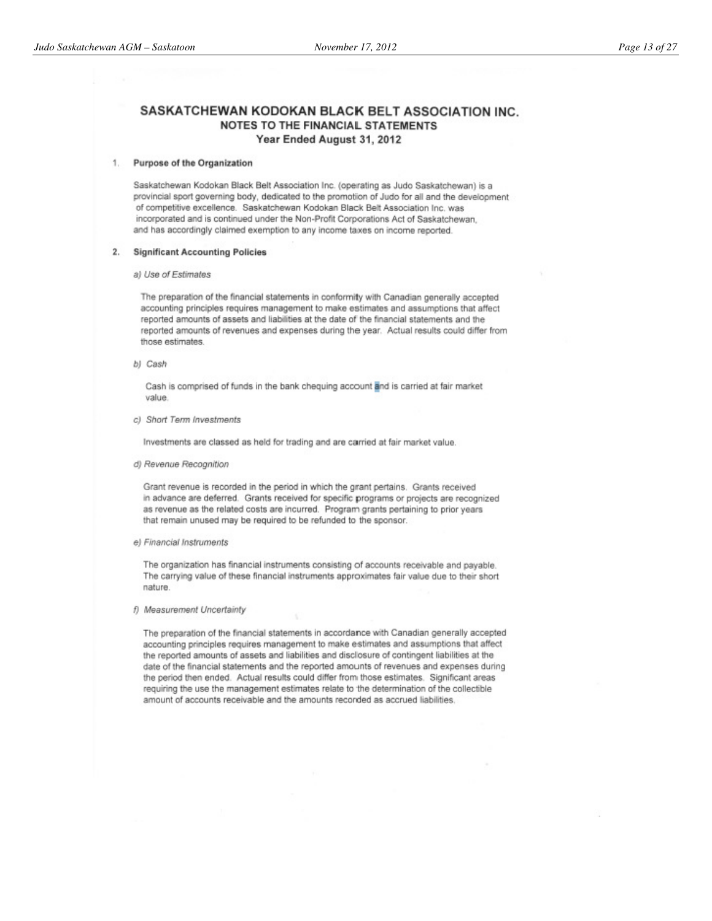# SASKATCHEWAN KODOKAN BLACK BELT ASSOCIATION INC.
## NOTES TO THE FINANCIAL STATEMENTS
### Year Ended August 31, 2012

1. **Purpose of the Organization**

   Saskatchewan Kodokan Black Belt Association Inc. (operating as Judo Saskatchewan) is a provincial sport governing body, dedicated to the promotion of Judo for all and the development of competitive excellence. Saskatchewan Kodokan Black Belt Association Inc. was incorporated and is continued under the Non-Profit Corporations Act of Saskatchewan, and has accordingly claimed exemption to any income taxes on income reported.

2. **Significant Accounting Policies**

   *a) Use of Estimates*

   The preparation of the financial statements in conformity with Canadian generally accepted accounting principles requires management to make estimates and assumptions that affect reported amounts of assets and liabilities at the date of the financial statements and the reported amounts of revenues and expenses during the year. Actual results could differ from those estimates.

   *b) Cash*

   Cash is comprised of funds in the bank chequing account and is carried at fair market value.

   *c) Short Term Investments*

   Investments are classed as held for trading and are carried at fair market value.

   *d) Revenue Recognition*

   Grant revenue is recorded in the period in which the grant pertains. Grants received in advance are deferred. Grants received for specific programs or projects are recognized as revenue as the related costs are incurred. Program grants pertaining to prior years that remain unused may be required to be refunded to the sponsor.

   *e) Financial Instruments*

   The organization has financial instruments consisting of accounts receivable and payable. The carrying value of these financial instruments approximates fair value due to their short nature.

   *f) Measurement Uncertainty*

   The preparation of the financial statements in accordance with Canadian generally accepted accounting principles requires management to make estimates and assumptions that affect the reported amounts of assets and liabilities and disclosure of contingent liabilities at the date of the financial statements and the reported amounts of revenues and expenses during the period then ended. Actual results could differ from those estimates. Significant areas requiring the use the management estimates relate to the determination of the collectible amount of accounts receivable and the amounts recorded as accrued liabilities.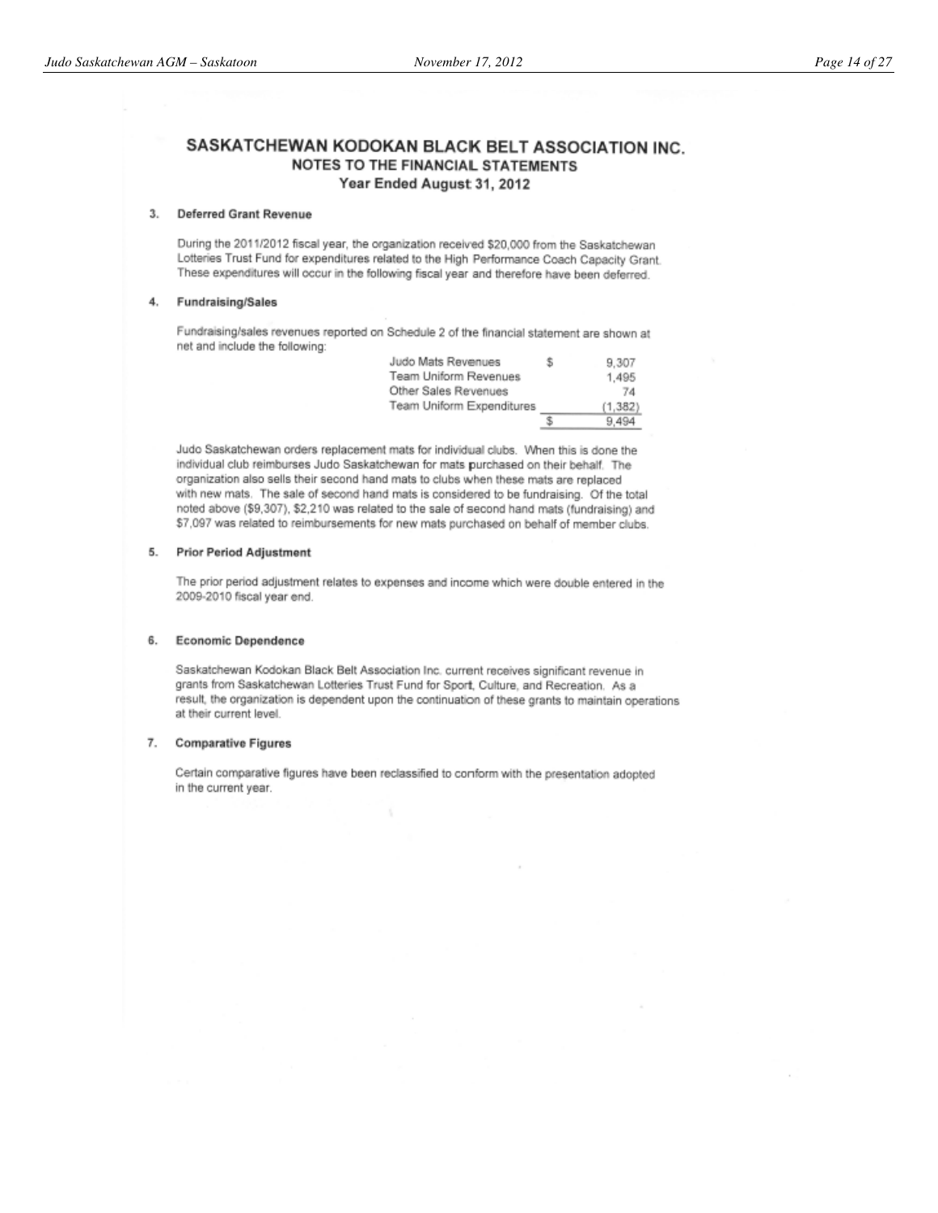# SASKATCHEWAN KODOKAN BLACK BELT ASSOCIATION INC.

## NOTES TO THE FINANCIAL STATEMENTS

### Year Ended August 31, 2012

**3. Deferred Grant Revenue**

During the 2011/2012 fiscal year, the organization received $20,000 from the Saskatchewan Lotteries Trust Fund for expenditures related to the High Performance Coach Capacity Grant. These expenditures will occur in the following fiscal year and therefore have been deferred.

**4. Fundraising/Sales**

Fundraising/sales revenues reported on Schedule 2 of the financial statement are shown at net and include the following:

| | | |
|---|---|---|
| Judo Mats Revenues | $ | 9,307 |
| Team Uniform Revenues | | 1,495 |
| Other Sales Revenues | | 74 |
| Team Uniform Expenditures | | (1,382) |
| | $ | 9,494 |

Judo Saskatchewan orders replacement mats for individual clubs. When this is done the individual club reimburses Judo Saskatchewan for mats purchased on their behalf. The organization also sells their second hand mats to clubs when these mats are replaced with new mats. The sale of second hand mats is considered to be fundraising. Of the total noted above ($9,307), $2,210 was related to the sale of second hand mats (fundraising) and $7,097 was related to reimbursements for new mats purchased on behalf of member clubs.

**5. Prior Period Adjustment**

The prior period adjustment relates to expenses and income which were double entered in the 2009-2010 fiscal year end.

**6. Economic Dependence**

Saskatchewan Kodokan Black Belt Association Inc. current receives significant revenue in grants from Saskatchewan Lotteries Trust Fund for Sport, Culture, and Recreation. As a result, the organization is dependent upon the continuation of these grants to maintain operations at their current level.

**7. Comparative Figures**

Certain comparative figures have been reclassified to conform with the presentation adopted in the current year.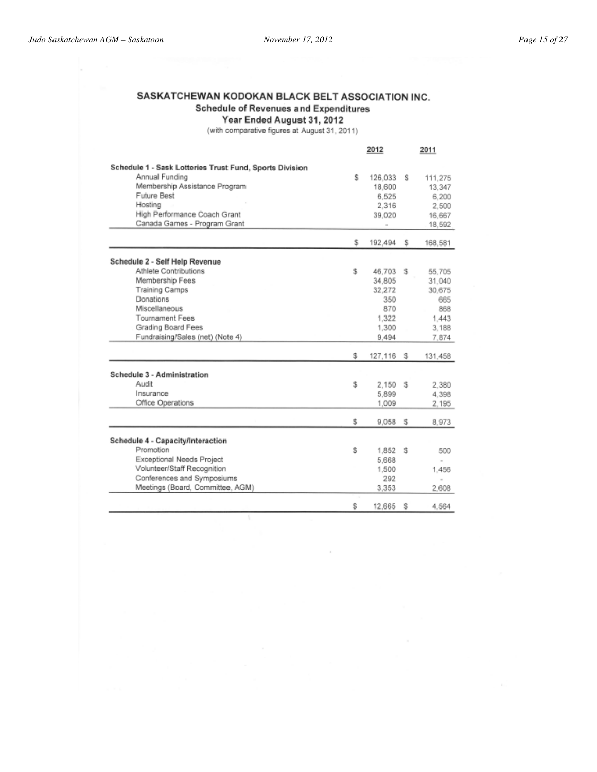# SASKATCHEWAN KODOKAN BLACK BELT ASSOCIATION INC.

## Schedule of Revenues and Expenditures

### Year Ended August 31, 2012

(with comparative figures at August 31, 2011)

| | 2012 | 2011 |
|---|---|---|
| **Schedule 1 - Sask Lotteries Trust Fund, Sports Division** | | |
| Annual Funding | $ 126,033 | $ 111,275 |
| Membership Assistance Program | 18,600 | 13,347 |
| Future Best | 6,525 | 6,200 |
| Hosting | 2,316 | 2,500 |
| High Performance Coach Grant | 39,020 | 16,667 |
| Canada Games - Program Grant | - | 18,592 |
| | $ 192,494 | $ 168,581 |
| **Schedule 2 - Self Help Revenue** | | |
| Athlete Contributions | $ 46,703 | $ 55,705 |
| Membership Fees | 34,805 | 31,040 |
| Training Camps | 32,272 | 30,675 |
| Donations | 350 | 665 |
| Miscellaneous | 870 | 868 |
| Tournament Fees | 1,322 | 1,443 |
| Grading Board Fees | 1,300 | 3,188 |
| Fundraising/Sales (net) (Note 4) | 9,494 | 7,874 |
| | $ 127,116 | $ 131,458 |
| **Schedule 3 - Administration** | | |
| Audit | $ 2,150 | $ 2,380 |
| Insurance | 5,899 | 4,398 |
| Office Operations | 1,009 | 2,195 |
| | $ 9,058 | $ 8,973 |
| **Schedule 4 - Capacity/Interaction** | | |
| Promotion | $ 1,852 | $ 500 |
| Exceptional Needs Project | 5,668 | - |
| Volunteer/Staff Recognition | 1,500 | 1,456 |
| Conferences and Symposiums | 292 | - |
| Meetings (Board, Committee, AGM) | 3,353 | 2,608 |
| | $ 12,665 | $ 4,564 |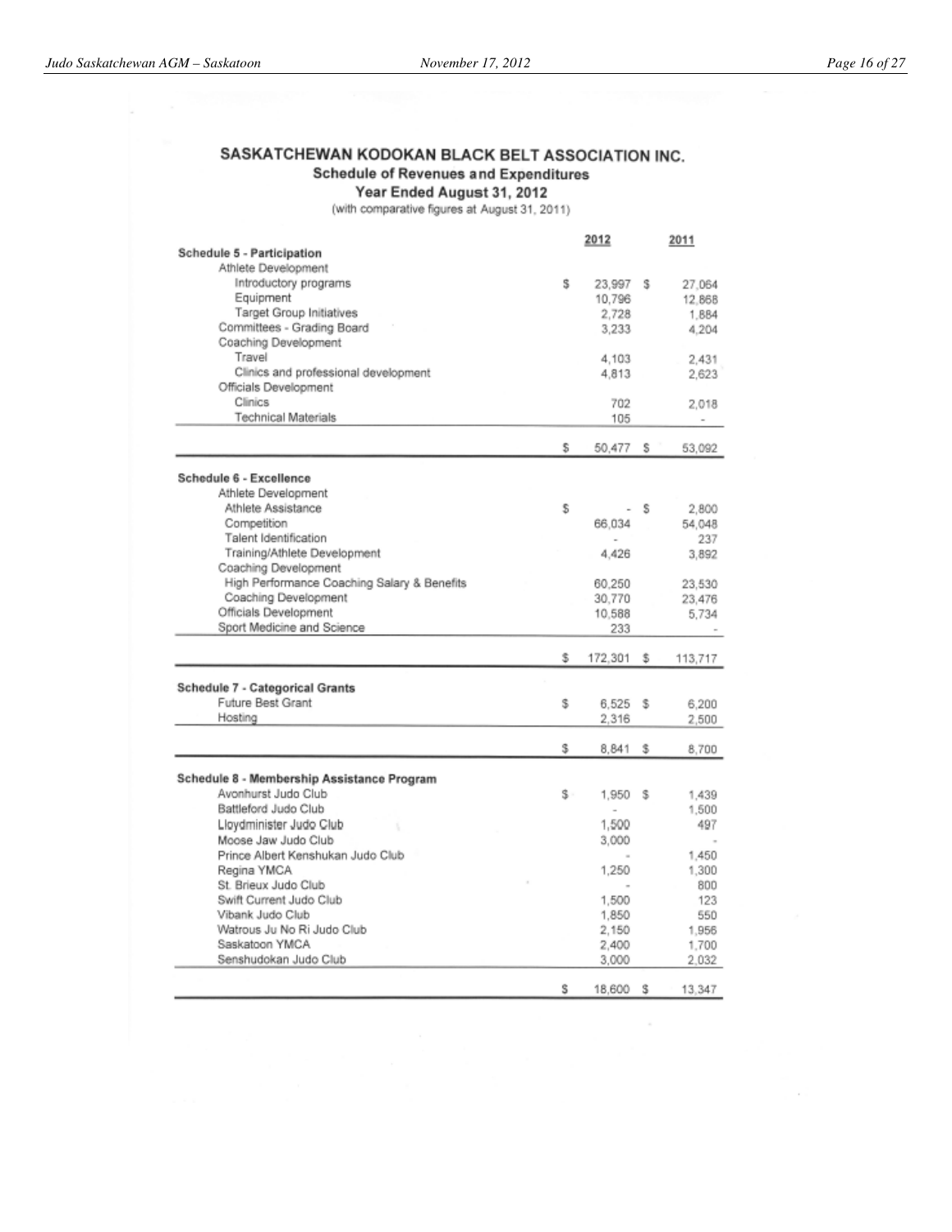## SASKATCHEWAN KODOKAN BLACK BELT ASSOCIATION INC.

### Schedule of Revenues and Expenditures

### Year Ended August 31, 2012

(with comparative figures at August 31, 2011)

| | 2012 | 2011 |
|---|---|---|
| **Schedule 5 - Participation** | | |
| Athlete Development | | |
| Introductory programs | $ 23,997 | $ 27,064 |
| Equipment | 10,796 | 12,868 |
| Target Group Initiatives | 2,728 | 1,884 |
| Committees - Grading Board | 3,233 | 4,204 |
| Coaching Development | | |
| Travel | 4,103 | 2,431 |
| Clinics and professional development | 4,813 | 2,623 |
| Officials Development | | |
| Clinics | 702 | 2,018 |
| Technical Materials | 105 | - |
| | $ 50,477 | $ 53,092 |
| **Schedule 6 - Excellence** | | |
| Athlete Development | | |
| Athlete Assistance | $ - | $ 2,800 |
| Competition | 66,034 | 54,048 |
| Talent Identification | - | 237 |
| Training/Athlete Development | 4,426 | 3,892 |
| Coaching Development | | |
| High Performance Coaching Salary & Benefits | 60,250 | 23,530 |
| Coaching Development | 30,770 | 23,476 |
| Officials Development | 10,588 | 5,734 |
| Sport Medicine and Science | 233 | - |
| | $ 172,301 | $ 113,717 |
| **Schedule 7 - Categorical Grants** | | |
| Future Best Grant | $ 6,525 | $ 6,200 |
| Hosting | 2,316 | 2,500 |
| | $ 8,841 | $ 8,700 |
| **Schedule 8 - Membership Assistance Program** | | |
| Avonhurst Judo Club | $ 1,950 | $ 1,439 |
| Battleford Judo Club | - | 1,500 |
| Lloydminister Judo Club | 1,500 | 497 |
| Moose Jaw Judo Club | 3,000 | - |
| Prince Albert Kenshukan Judo Club | - | 1,450 |
| Regina YMCA | 1,250 | 1,300 |
| St. Brieux Judo Club | - | 800 |
| Swift Current Judo Club | 1,500 | 123 |
| Vibank Judo Club | 1,850 | 550 |
| Watrous Ju No Ri Judo Club | 2,150 | 1,956 |
| Saskatoon YMCA | 2,400 | 1,700 |
| Senshudokan Judo Club | 3,000 | 2,032 |
| | $ 18,600 | $ 13,347 |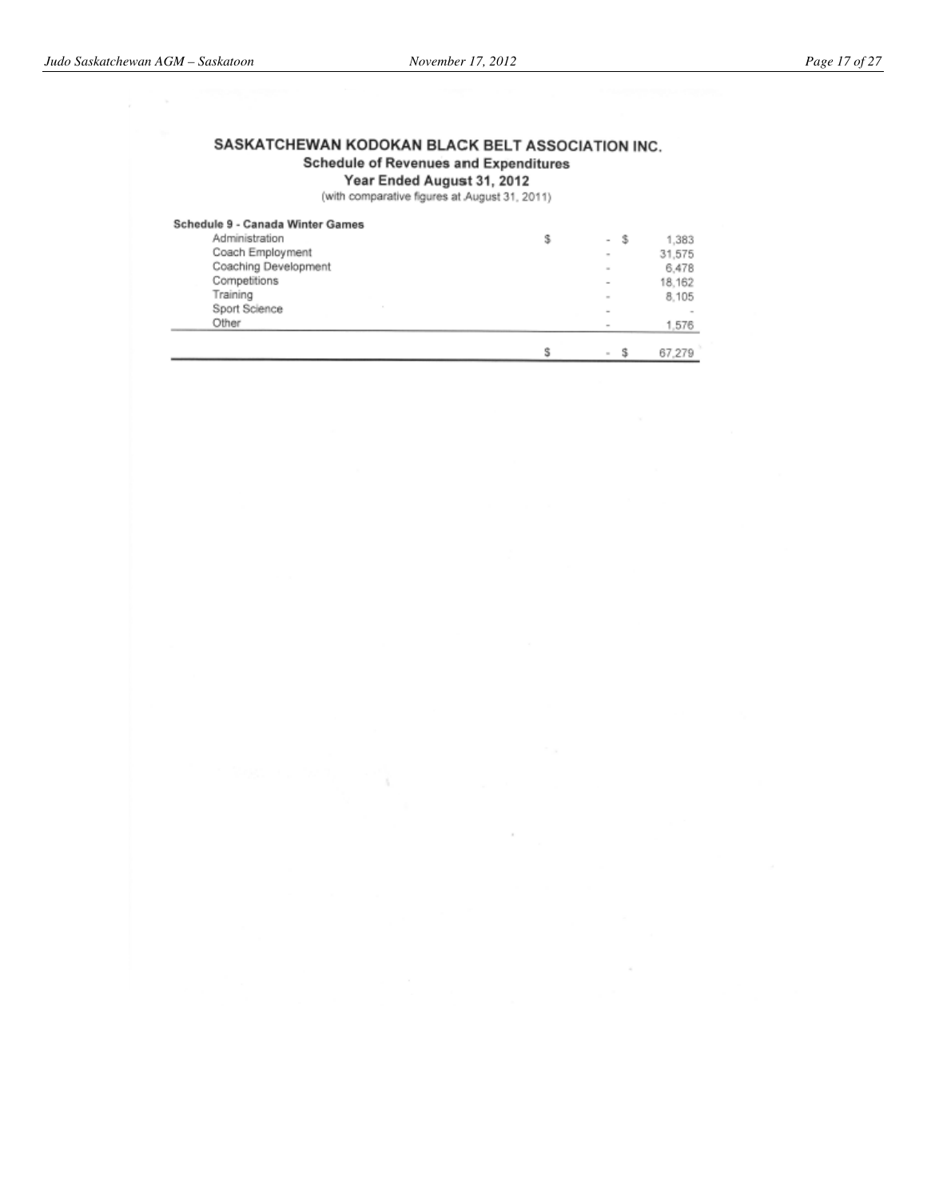## SASKATCHEWAN KODOKAN BLACK BELT ASSOCIATION INC.

### Schedule of Revenues and Expenditures

### Year Ended August 31, 2012

(with comparative figures at August 31, 2011)

| | | |
|---|---|---|
| **Schedule 9 - Canada Winter Games** | | |
| Administration | $ - | $ 1,383 |
| Coach Employment | - | 31,575 |
| Coaching Development | - | 6,478 |
| Competitions | - | 18,162 |
| Training | - | 8,105 |
| Sport Science | - | - |
| Other | - | 1,576 |
| | $ - | $ 67,279 |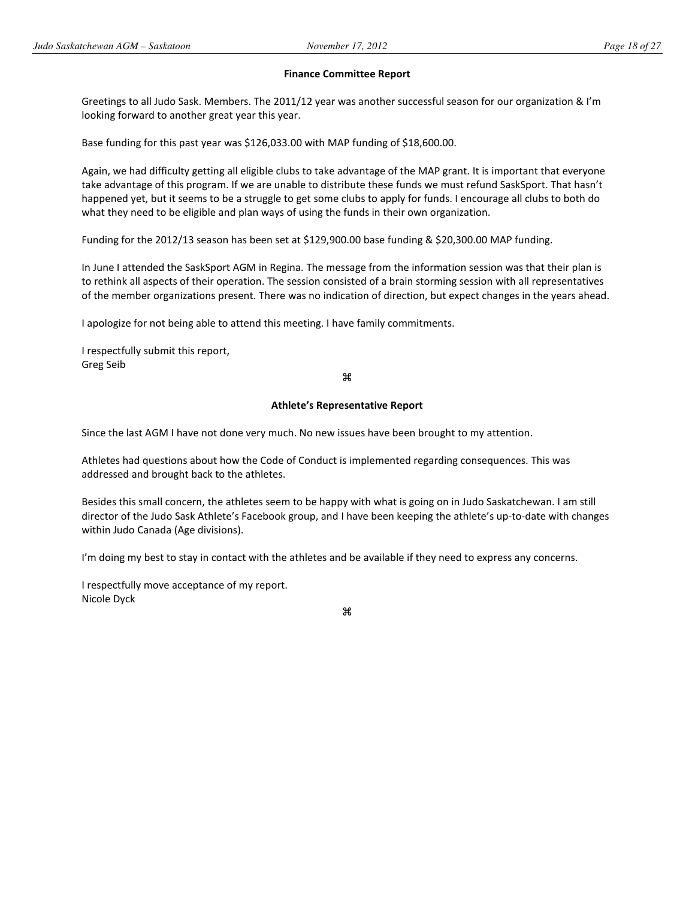## Finance Committee Report

Greetings to all Judo Sask. Members. The 2011/12 year was another successful season for our organization & I'm looking forward to another great year this year.

Base funding for this past year was $126,033.00 with MAP funding of $18,600.00.

Again, we had difficulty getting all eligible clubs to take advantage of the MAP grant. It is important that everyone take advantage of this program. If we are unable to distribute these funds we must refund SaskSport. That hasn't happened yet, but it seems to be a struggle to get some clubs to apply for funds. I encourage all clubs to both do what they need to be eligible and plan ways of using the funds in their own organization.

Funding for the 2012/13 season has been set at $129,900.00 base funding & $20,300.00 MAP funding.

In June I attended the SaskSport AGM in Regina. The message from the information session was that their plan is to rethink all aspects of their operation. The session consisted of a brain storming session with all representatives of the member organizations present. There was no indication of direction, but expect changes in the years ahead.

I apologize for not being able to attend this meeting. I have family commitments.

I respectfully submit this report,
Greg Seib

⌘

## Athlete's Representative Report

Since the last AGM I have not done very much. No new issues have been brought to my attention.

Athletes had questions about how the Code of Conduct is implemented regarding consequences. This was addressed and brought back to the athletes.

Besides this small concern, the athletes seem to be happy with what is going on in Judo Saskatchewan. I am still director of the Judo Sask Athlete's Facebook group, and I have been keeping the athlete's up-to-date with changes within Judo Canada (Age divisions).

I'm doing my best to stay in contact with the athletes and be available if they need to express any concerns.

I respectfully move acceptance of my report.
Nicole Dyck

⌘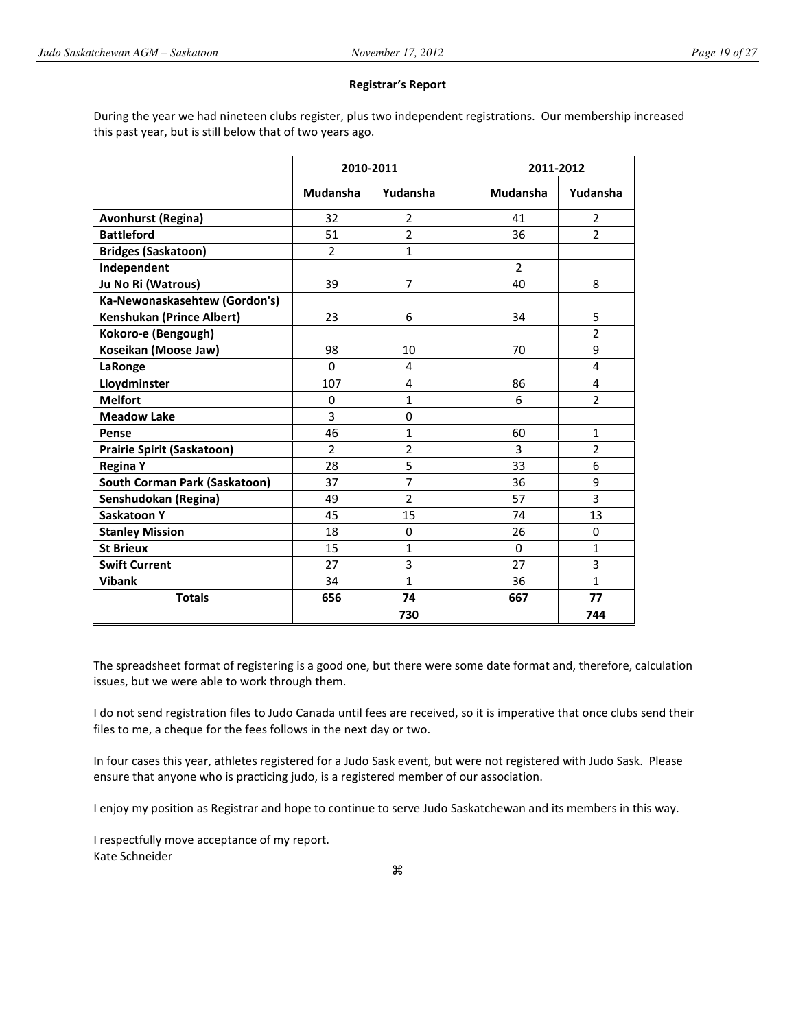**Registrar's Report**

During the year we had nineteen clubs register, plus two independent registrations. Our membership increased this past year, but is still below that of two years ago.

| | 2010-2011 | | | 2011-2012 | |
|---|---|---|---|---|---|
| | **Mudansha** | **Yudansha** | | **Mudansha** | **Yudansha** |
| **Avonhurst (Regina)** | 32 | 2 | | 41 | 2 |
| **Battleford** | 51 | 2 | | 36 | 2 |
| **Bridges (Saskatoon)** | 2 | 1 | | | |
| **Independent** | | | | 2 | |
| **Ju No Ri (Watrous)** | 39 | 7 | | 40 | 8 |
| **Ka-Newonaskasehtew (Gordon's)** | | | | | |
| **Kenshukan (Prince Albert)** | 23 | 6 | | 34 | 5 |
| **Kokoro-e (Bengough)** | | | | | 2 |
| **Koseikan (Moose Jaw)** | 98 | 10 | | 70 | 9 |
| **LaRonge** | 0 | 4 | | | 4 |
| **Lloydminster** | 107 | 4 | | 86 | 4 |
| **Melfort** | 0 | 1 | | 6 | 2 |
| **Meadow Lake** | 3 | 0 | | | |
| **Pense** | 46 | 1 | | 60 | 1 |
| **Prairie Spirit (Saskatoon)** | 2 | 2 | | 3 | 2 |
| **Regina Y** | 28 | 5 | | 33 | 6 |
| **South Corman Park (Saskatoon)** | 37 | 7 | | 36 | 9 |
| **Senshudokan (Regina)** | 49 | 2 | | 57 | 3 |
| **Saskatoon Y** | 45 | 15 | | 74 | 13 |
| **Stanley Mission** | 18 | 0 | | 26 | 0 |
| **St Brieux** | 15 | 1 | | 0 | 1 |
| **Swift Current** | 27 | 3 | | 27 | 3 |
| **Vibank** | 34 | 1 | | 36 | 1 |
| **Totals** | **656** | **74** | | **667** | **77** |
| | | **730** | | | **744** |

The spreadsheet format of registering is a good one, but there were some date format and, therefore, calculation issues, but we were able to work through them.

I do not send registration files to Judo Canada until fees are received, so it is imperative that once clubs send their files to me, a cheque for the fees follows in the next day or two.

In four cases this year, athletes registered for a Judo Sask event, but were not registered with Judo Sask. Please ensure that anyone who is practicing judo, is a registered member of our association.

I enjoy my position as Registrar and hope to continue to serve Judo Saskatchewan and its members in this way.

I respectfully move acceptance of my report.
Kate Schneider

⌘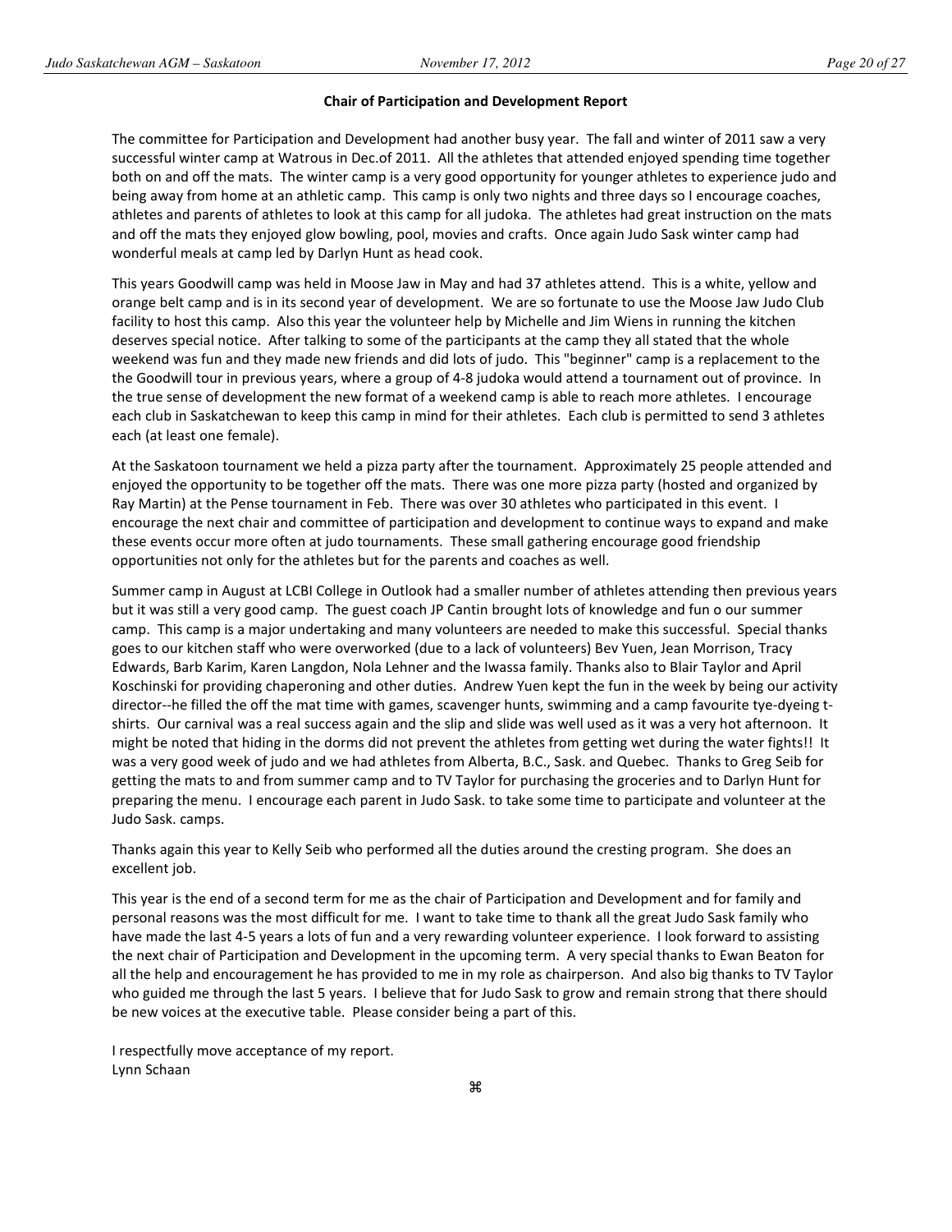**Chair of Participation and Development Report**

The committee for Participation and Development had another busy year. The fall and winter of 2011 saw a very successful winter camp at Watrous in Dec.of 2011. All the athletes that attended enjoyed spending time together both on and off the mats. The winter camp is a very good opportunity for younger athletes to experience judo and being away from home at an athletic camp. This camp is only two nights and three days so I encourage coaches, athletes and parents of athletes to look at this camp for all judoka. The athletes had great instruction on the mats and off the mats they enjoyed glow bowling, pool, movies and crafts. Once again Judo Sask winter camp had wonderful meals at camp led by Darlyn Hunt as head cook.

This years Goodwill camp was held in Moose Jaw in May and had 37 athletes attend. This is a white, yellow and orange belt camp and is in its second year of development. We are so fortunate to use the Moose Jaw Judo Club facility to host this camp. Also this year the volunteer help by Michelle and Jim Wiens in running the kitchen deserves special notice. After talking to some of the participants at the camp they all stated that the whole weekend was fun and they made new friends and did lots of judo. This "beginner" camp is a replacement to the the Goodwill tour in previous years, where a group of 4-8 judoka would attend a tournament out of province. In the true sense of development the new format of a weekend camp is able to reach more athletes. I encourage each club in Saskatchewan to keep this camp in mind for their athletes. Each club is permitted to send 3 athletes each (at least one female).

At the Saskatoon tournament we held a pizza party after the tournament. Approximately 25 people attended and enjoyed the opportunity to be together off the mats. There was one more pizza party (hosted and organized by Ray Martin) at the Pense tournament in Feb. There was over 30 athletes who participated in this event. I encourage the next chair and committee of participation and development to continue ways to expand and make these events occur more often at judo tournaments. These small gathering encourage good friendship opportunities not only for the athletes but for the parents and coaches as well.

Summer camp in August at LCBI College in Outlook had a smaller number of athletes attending then previous years but it was still a very good camp. The guest coach JP Cantin brought lots of knowledge and fun o our summer camp. This camp is a major undertaking and many volunteers are needed to make this successful. Special thanks goes to our kitchen staff who were overworked (due to a lack of volunteers) Bev Yuen, Jean Morrison, Tracy Edwards, Barb Karim, Karen Langdon, Nola Lehner and the Iwassa family. Thanks also to Blair Taylor and April Koschinski for providing chaperoning and other duties. Andrew Yuen kept the fun in the week by being our activity director--he filled the off the mat time with games, scavenger hunts, swimming and a camp favourite tye-dyeing t-shirts. Our carnival was a real success again and the slip and slide was well used as it was a very hot afternoon. It might be noted that hiding in the dorms did not prevent the athletes from getting wet during the water fights!! It was a very good week of judo and we had athletes from Alberta, B.C., Sask. and Quebec. Thanks to Greg Seib for getting the mats to and from summer camp and to TV Taylor for purchasing the groceries and to Darlyn Hunt for preparing the menu. I encourage each parent in Judo Sask. to take some time to participate and volunteer at the Judo Sask. camps.

Thanks again this year to Kelly Seib who performed all the duties around the cresting program. She does an excellent job.

This year is the end of a second term for me as the chair of Participation and Development and for family and personal reasons was the most difficult for me. I want to take time to thank all the great Judo Sask family who have made the last 4-5 years a lots of fun and a very rewarding volunteer experience. I look forward to assisting the next chair of Participation and Development in the upcoming term. A very special thanks to Ewan Beaton for all the help and encouragement he has provided to me in my role as chairperson. And also big thanks to TV Taylor who guided me through the last 5 years. I believe that for Judo Sask to grow and remain strong that there should be new voices at the executive table. Please consider being a part of this.

I respectfully move acceptance of my report.
Lynn Schaan

⌘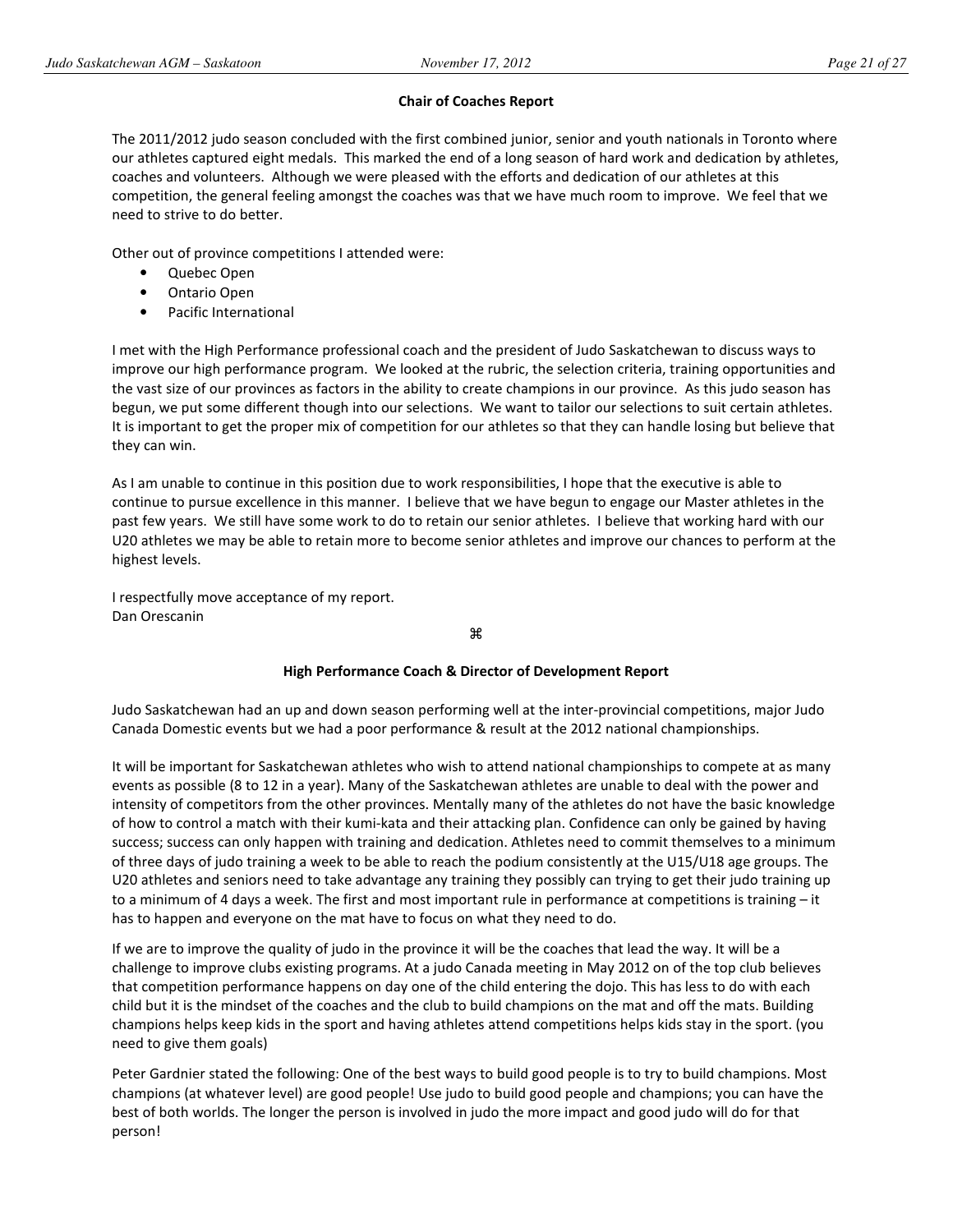## Chair of Coaches Report

The 2011/2012 judo season concluded with the first combined junior, senior and youth nationals in Toronto where our athletes captured eight medals. This marked the end of a long season of hard work and dedication by athletes, coaches and volunteers. Although we were pleased with the efforts and dedication of our athletes at this competition, the general feeling amongst the coaches was that we have much room to improve. We feel that we need to strive to do better.

Other out of province competitions I attended were:

- Quebec Open
- Ontario Open
- Pacific International

I met with the High Performance professional coach and the president of Judo Saskatchewan to discuss ways to improve our high performance program. We looked at the rubric, the selection criteria, training opportunities and the vast size of our provinces as factors in the ability to create champions in our province. As this judo season has begun, we put some different though into our selections. We want to tailor our selections to suit certain athletes. It is important to get the proper mix of competition for our athletes so that they can handle losing but believe that they can win.

As I am unable to continue in this position due to work responsibilities, I hope that the executive is able to continue to pursue excellence in this manner. I believe that we have begun to engage our Master athletes in the past few years. We still have some work to do to retain our senior athletes. I believe that working hard with our U20 athletes we may be able to retain more to become senior athletes and improve our chances to perform at the highest levels.

I respectfully move acceptance of my report.
Dan Orescanin

⌘

## High Performance Coach & Director of Development Report

Judo Saskatchewan had an up and down season performing well at the inter-provincial competitions, major Judo Canada Domestic events but we had a poor performance & result at the 2012 national championships.

It will be important for Saskatchewan athletes who wish to attend national championships to compete at as many events as possible (8 to 12 in a year). Many of the Saskatchewan athletes are unable to deal with the power and intensity of competitors from the other provinces. Mentally many of the athletes do not have the basic knowledge of how to control a match with their kumi-kata and their attacking plan. Confidence can only be gained by having success; success can only happen with training and dedication. Athletes need to commit themselves to a minimum of three days of judo training a week to be able to reach the podium consistently at the U15/U18 age groups. The U20 athletes and seniors need to take advantage any training they possibly can trying to get their judo training up to a minimum of 4 days a week. The first and most important rule in performance at competitions is training – it has to happen and everyone on the mat have to focus on what they need to do.

If we are to improve the quality of judo in the province it will be the coaches that lead the way. It will be a challenge to improve clubs existing programs. At a judo Canada meeting in May 2012 on of the top club believes that competition performance happens on day one of the child entering the dojo. This has less to do with each child but it is the mindset of the coaches and the club to build champions on the mat and off the mats. Building champions helps keep kids in the sport and having athletes attend competitions helps kids stay in the sport. (you need to give them goals)

Peter Gardnier stated the following: One of the best ways to build good people is to try to build champions. Most champions (at whatever level) are good people! Use judo to build good people and champions; you can have the best of both worlds. The longer the person is involved in judo the more impact and good judo will do for that person!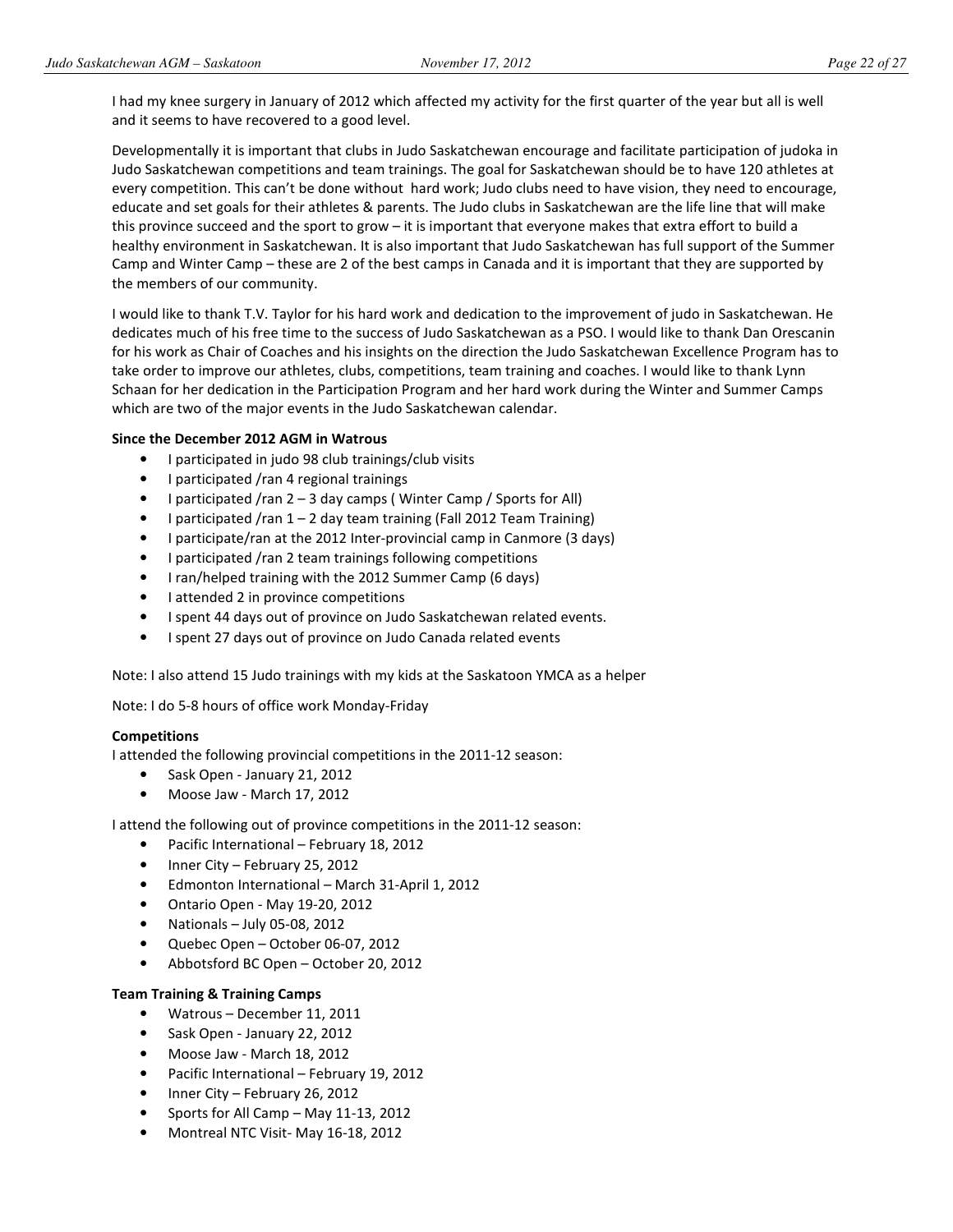I had my knee surgery in January of 2012 which affected my activity for the first quarter of the year but all is well and it seems to have recovered to a good level.

Developmentally it is important that clubs in Judo Saskatchewan encourage and facilitate participation of judoka in Judo Saskatchewan competitions and team trainings. The goal for Saskatchewan should be to have 120 athletes at every competition. This can't be done without  hard work; Judo clubs need to have vision, they need to encourage, educate and set goals for their athletes & parents. The Judo clubs in Saskatchewan are the life line that will make this province succeed and the sport to grow – it is important that everyone makes that extra effort to build a healthy environment in Saskatchewan. It is also important that Judo Saskatchewan has full support of the Summer Camp and Winter Camp – these are 2 of the best camps in Canada and it is important that they are supported by the members of our community.

I would like to thank T.V. Taylor for his hard work and dedication to the improvement of judo in Saskatchewan. He dedicates much of his free time to the success of Judo Saskatchewan as a PSO. I would like to thank Dan Orescanin for his work as Chair of Coaches and his insights on the direction the Judo Saskatchewan Excellence Program has to take order to improve our athletes, clubs, competitions, team training and coaches. I would like to thank Lynn Schaan for her dedication in the Participation Program and her hard work during the Winter and Summer Camps which are two of the major events in the Judo Saskatchewan calendar.

**Since the December 2012 AGM in Watrous**

- I participated in judo 98 club trainings/club visits
- I participated /ran 4 regional trainings
- I participated /ran 2 – 3 day camps ( Winter Camp / Sports for All)
- I participated /ran 1 – 2 day team training (Fall 2012 Team Training)
- I participate/ran at the 2012 Inter-provincial camp in Canmore (3 days)
- I participated /ran 2 team trainings following competitions
- I ran/helped training with the 2012 Summer Camp (6 days)
- I attended 2 in province competitions
- I spent 44 days out of province on Judo Saskatchewan related events.
- I spent 27 days out of province on Judo Canada related events

Note: I also attend 15 Judo trainings with my kids at the Saskatoon YMCA as a helper

Note: I do 5-8 hours of office work Monday-Friday

**Competitions**

I attended the following provincial competitions in the 2011-12 season:

- Sask Open - January 21, 2012
- Moose Jaw - March 17, 2012

I attend the following out of province competitions in the 2011-12 season:

- Pacific International – February 18, 2012
- Inner City – February 25, 2012
- Edmonton International – March 31-April 1, 2012
- Ontario Open - May 19-20, 2012
- Nationals – July 05-08, 2012
- Quebec Open – October 06-07, 2012
- Abbotsford BC Open – October 20, 2012

**Team Training & Training Camps**

- Watrous – December 11, 2011
- Sask Open - January 22, 2012
- Moose Jaw - March 18, 2012
- Pacific International – February 19, 2012
- Inner City – February 26, 2012
- Sports for All Camp – May 11-13, 2012
- Montreal NTC Visit- May 16-18, 2012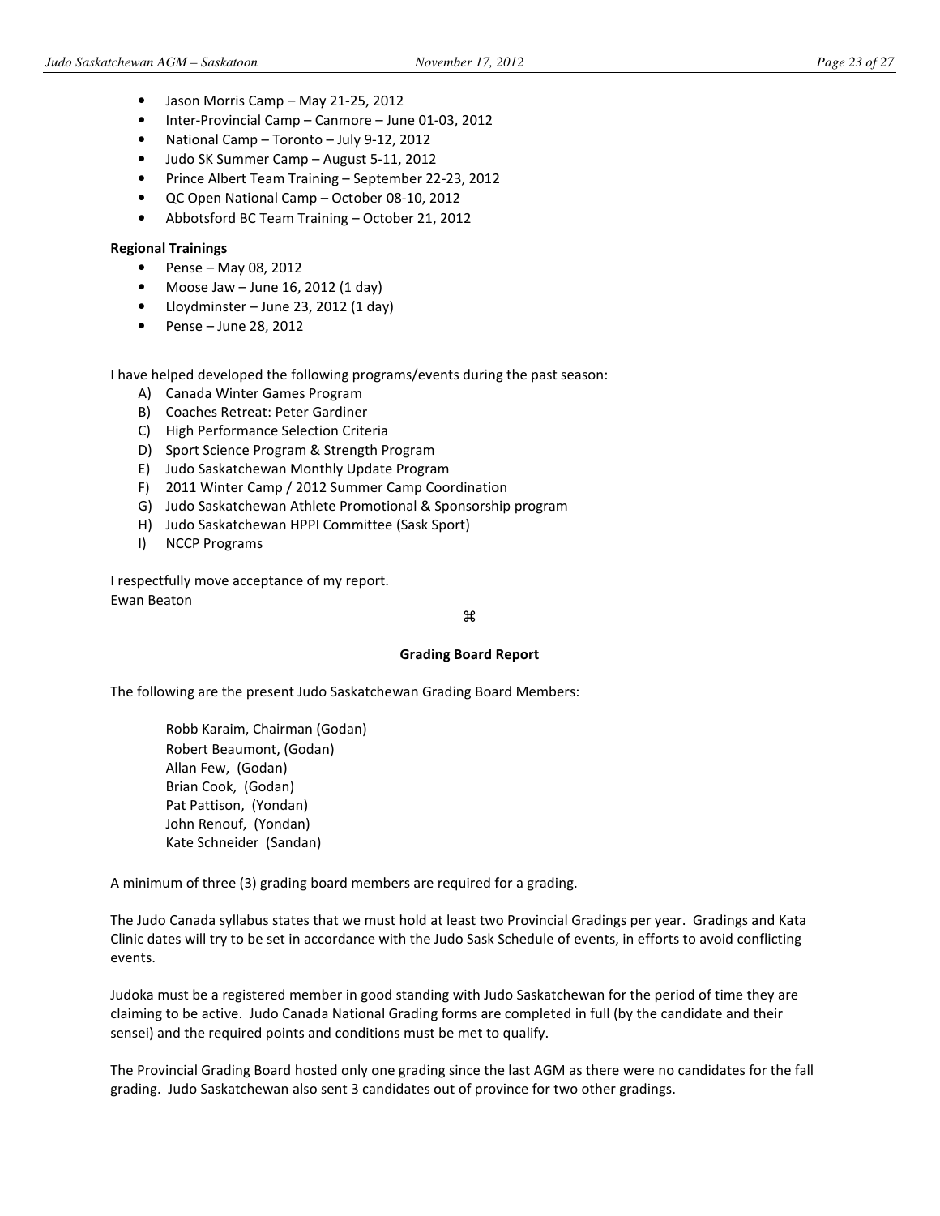- Jason Morris Camp – May 21-25, 2012
- Inter-Provincial Camp – Canmore – June 01-03, 2012
- National Camp – Toronto – July 9-12, 2012
- Judo SK Summer Camp – August 5-11, 2012
- Prince Albert Team Training – September 22-23, 2012
- QC Open National Camp – October 08-10, 2012
- Abbotsford BC Team Training – October 21, 2012

**Regional Trainings**

- Pense – May 08, 2012
- Moose Jaw – June 16, 2012 (1 day)
- Lloydminster – June 23, 2012 (1 day)
- Pense – June 28, 2012

I have helped developed the following programs/events during the past season:

A) Canada Winter Games Program
B) Coaches Retreat: Peter Gardiner
C) High Performance Selection Criteria
D) Sport Science Program & Strength Program
E) Judo Saskatchewan Monthly Update Program
F) 2011 Winter Camp / 2012 Summer Camp Coordination
G) Judo Saskatchewan Athlete Promotional & Sponsorship program
H) Judo Saskatchewan HPPI Committee (Sask Sport)
I) NCCP Programs

I respectfully move acceptance of my report.
Ewan Beaton

⌘

## Grading Board Report

The following are the present Judo Saskatchewan Grading Board Members:

Robb Karaim, Chairman (Godan)
Robert Beaumont, (Godan)
Allan Few, (Godan)
Brian Cook, (Godan)
Pat Pattison, (Yondan)
John Renouf, (Yondan)
Kate Schneider (Sandan)

A minimum of three (3) grading board members are required for a grading.

The Judo Canada syllabus states that we must hold at least two Provincial Gradings per year. Gradings and Kata Clinic dates will try to be set in accordance with the Judo Sask Schedule of events, in efforts to avoid conflicting events.

Judoka must be a registered member in good standing with Judo Saskatchewan for the period of time they are claiming to be active. Judo Canada National Grading forms are completed in full (by the candidate and their sensei) and the required points and conditions must be met to qualify.

The Provincial Grading Board hosted only one grading since the last AGM as there were no candidates for the fall grading. Judo Saskatchewan also sent 3 candidates out of province for two other gradings.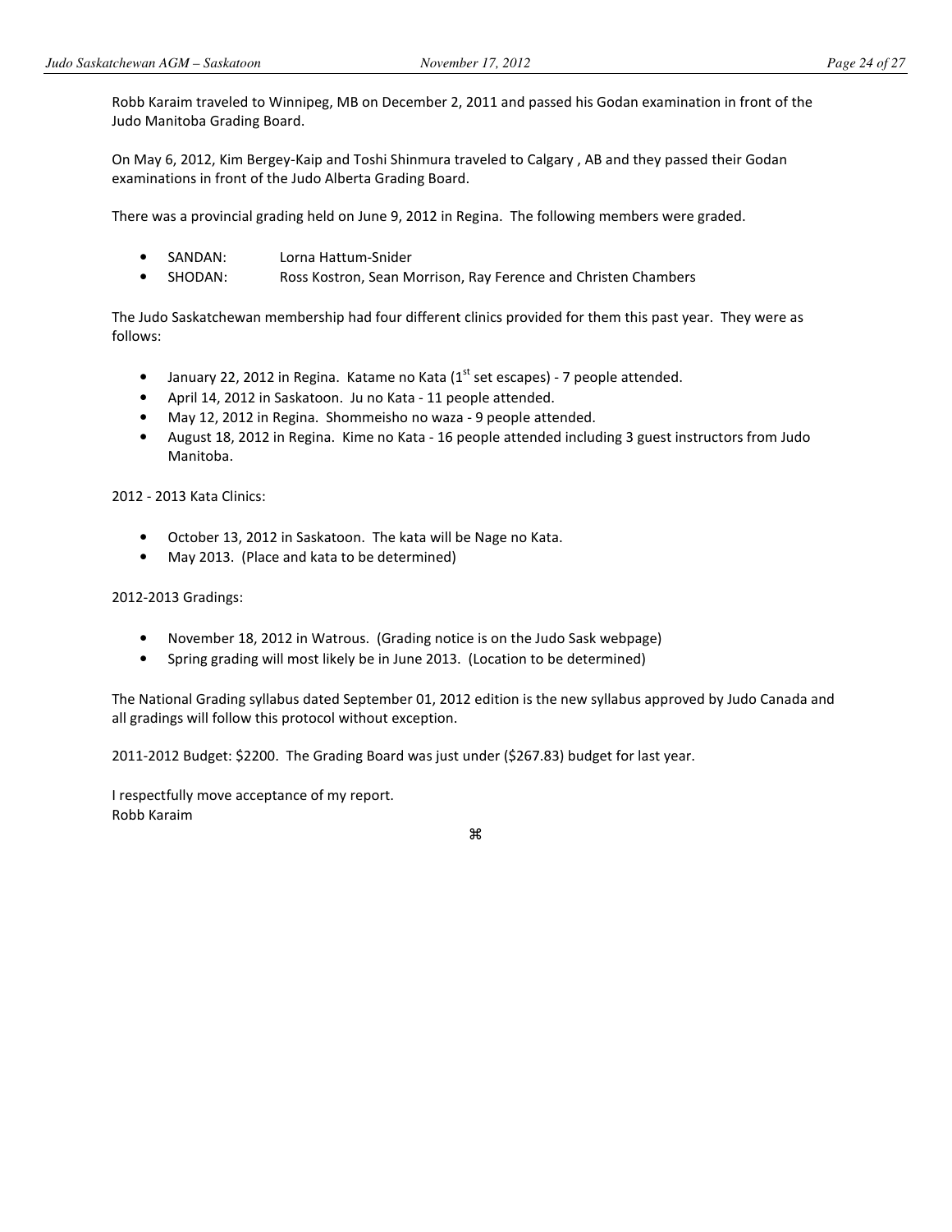Robb Karaim traveled to Winnipeg, MB on December 2, 2011 and passed his Godan examination in front of the Judo Manitoba Grading Board.

On May 6, 2012, Kim Bergey-Kaip and Toshi Shinmura traveled to Calgary , AB and they passed their Godan examinations in front of the Judo Alberta Grading Board.

There was a provincial grading held on June 9, 2012 in Regina. The following members were graded.

- SANDAN: Lorna Hattum-Snider
- SHODAN: Ross Kostron, Sean Morrison, Ray Ference and Christen Chambers

The Judo Saskatchewan membership had four different clinics provided for them this past year. They were as follows:

- January 22, 2012 in Regina. Katame no Kata (1st set escapes) - 7 people attended.
- April 14, 2012 in Saskatoon. Ju no Kata - 11 people attended.
- May 12, 2012 in Regina. Shommeisho no waza - 9 people attended.
- August 18, 2012 in Regina. Kime no Kata - 16 people attended including 3 guest instructors from Judo Manitoba.

2012 - 2013 Kata Clinics:

- October 13, 2012 in Saskatoon. The kata will be Nage no Kata.
- May 2013. (Place and kata to be determined)

2012-2013 Gradings:

- November 18, 2012 in Watrous. (Grading notice is on the Judo Sask webpage)
- Spring grading will most likely be in June 2013. (Location to be determined)

The National Grading syllabus dated September 01, 2012 edition is the new syllabus approved by Judo Canada and all gradings will follow this protocol without exception.

2011-2012 Budget: $2200. The Grading Board was just under ($267.83) budget for last year.

I respectfully move acceptance of my report.
Robb Karaim

⌘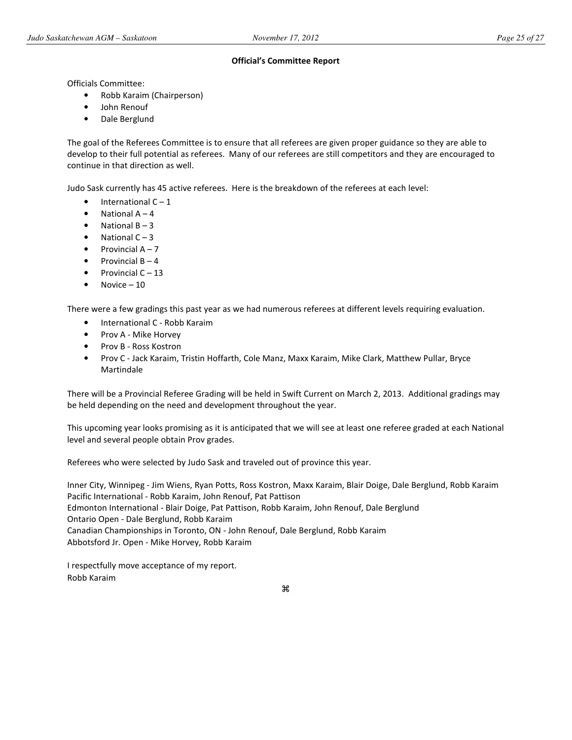## Official's Committee Report

Officials Committee:

- Robb Karaim (Chairperson)
- John Renouf
- Dale Berglund

The goal of the Referees Committee is to ensure that all referees are given proper guidance so they are able to develop to their full potential as referees. Many of our referees are still competitors and they are encouraged to continue in that direction as well.

Judo Sask currently has 45 active referees. Here is the breakdown of the referees at each level:

- International C – 1
- National A – 4
- National B – 3
- National C – 3
- Provincial A – 7
- Provincial B – 4
- Provincial C – 13
- Novice – 10

There were a few gradings this past year as we had numerous referees at different levels requiring evaluation.

- International C - Robb Karaim
- Prov A - Mike Horvey
- Prov B - Ross Kostron
- Prov C - Jack Karaim, Tristin Hoffarth, Cole Manz, Maxx Karaim, Mike Clark, Matthew Pullar, Bryce Martindale

There will be a Provincial Referee Grading will be held in Swift Current on March 2, 2013. Additional gradings may be held depending on the need and development throughout the year.

This upcoming year looks promising as it is anticipated that we will see at least one referee graded at each National level and several people obtain Prov grades.

Referees who were selected by Judo Sask and traveled out of province this year.

Inner City, Winnipeg - Jim Wiens, Ryan Potts, Ross Kostron, Maxx Karaim, Blair Doige, Dale Berglund, Robb Karaim  
Pacific International - Robb Karaim, John Renouf, Pat Pattison  
Edmonton International - Blair Doige, Pat Pattison, Robb Karaim, John Renouf, Dale Berglund  
Ontario Open - Dale Berglund, Robb Karaim  
Canadian Championships in Toronto, ON - John Renouf, Dale Berglund, Robb Karaim  
Abbotsford Jr. Open - Mike Horvey, Robb Karaim

I respectfully move acceptance of my report.  
Robb Karaim

⌘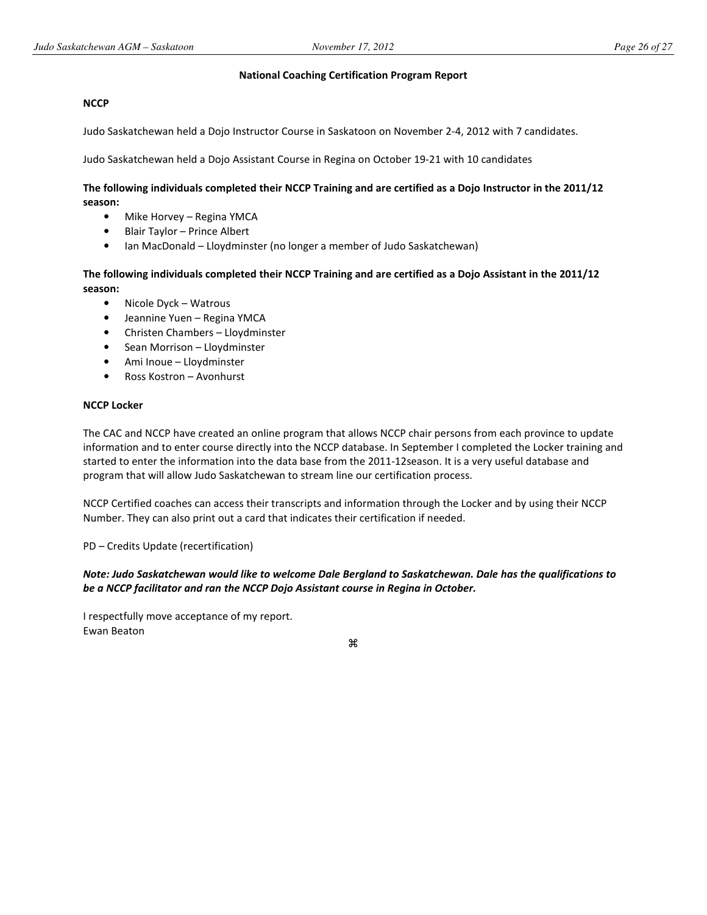## National Coaching Certification Program Report

### NCCP

Judo Saskatchewan held a Dojo Instructor Course in Saskatoon on November 2-4, 2012 with 7 candidates.

Judo Saskatchewan held a Dojo Assistant Course in Regina on October 19-21 with 10 candidates

**The following individuals completed their NCCP Training and are certified as a Dojo Instructor in the 2011/12 season:**

- Mike Horvey – Regina YMCA
- Blair Taylor – Prince Albert
- Ian MacDonald – Lloydminster (no longer a member of Judo Saskatchewan)

**The following individuals completed their NCCP Training and are certified as a Dojo Assistant in the 2011/12 season:**

- Nicole Dyck – Watrous
- Jeannine Yuen – Regina YMCA
- Christen Chambers – Lloydminster
- Sean Morrison – Lloydminster
- Ami Inoue – Lloydminster
- Ross Kostron – Avonhurst

### NCCP Locker

The CAC and NCCP have created an online program that allows NCCP chair persons from each province to update information and to enter course directly into the NCCP database. In September I completed the Locker training and started to enter the information into the data base from the 2011-12season. It is a very useful database and program that will allow Judo Saskatchewan to stream line our certification process.

NCCP Certified coaches can access their transcripts and information through the Locker and by using their NCCP Number. They can also print out a card that indicates their certification if needed.

PD – Credits Update (recertification)

***Note: Judo Saskatchewan would like to welcome Dale Bergland to Saskatchewan. Dale has the qualifications to be a NCCP facilitator and ran the NCCP Dojo Assistant course in Regina in October.***

I respectfully move acceptance of my report.
Ewan Beaton

⌘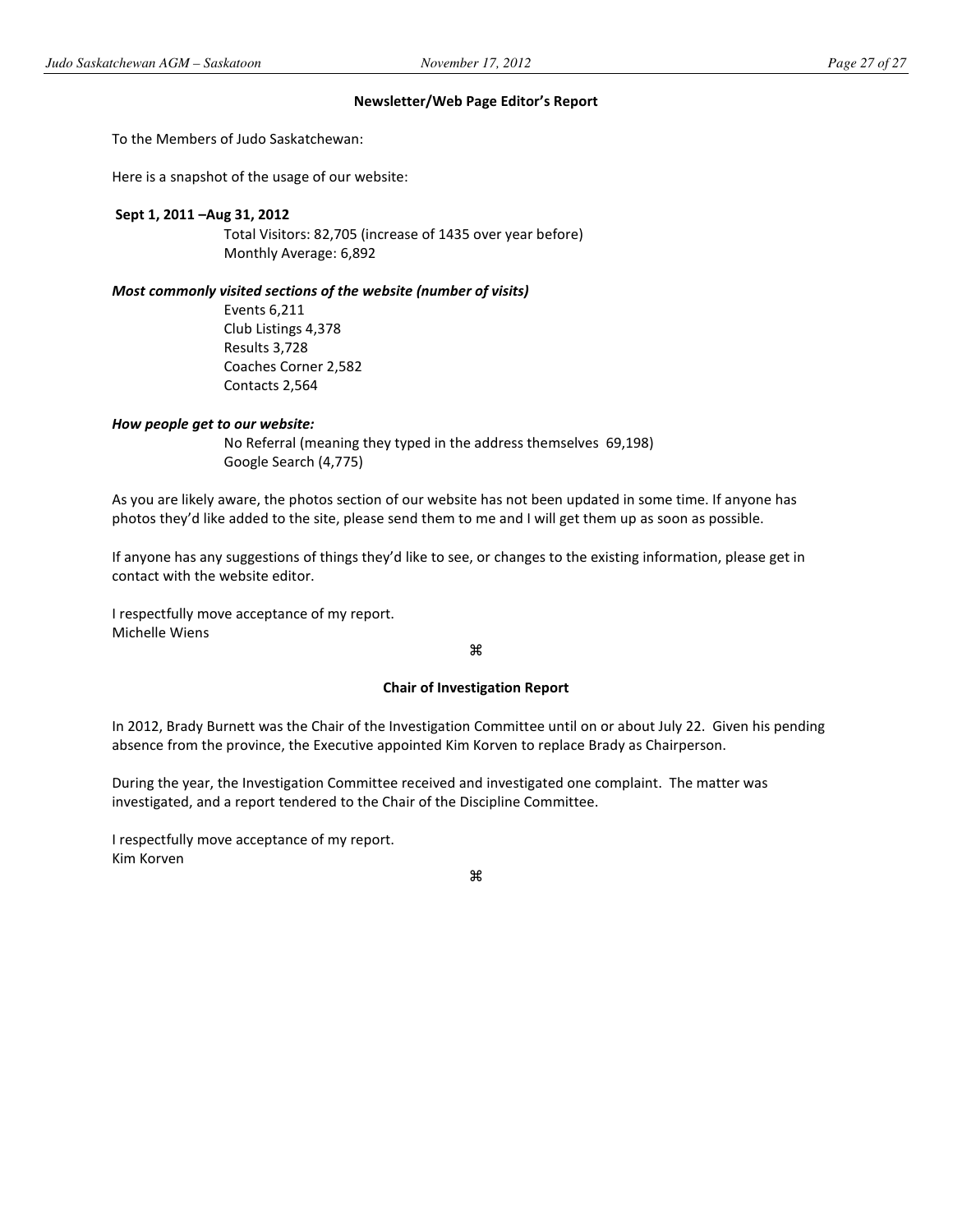## Newsletter/Web Page Editor's Report

To the Members of Judo Saskatchewan:

Here is a snapshot of the usage of our website:

**Sept 1, 2011 –Aug 31, 2012**

Total Visitors: 82,705 (increase of 1435 over year before)
Monthly Average: 6,892

***Most commonly visited sections of the website (number of visits)***

Events 6,211
Club Listings 4,378
Results 3,728
Coaches Corner 2,582
Contacts 2,564

***How people get to our website:***

No Referral (meaning they typed in the address themselves 69,198)
Google Search (4,775)

As you are likely aware, the photos section of our website has not been updated in some time. If anyone has photos they'd like added to the site, please send them to me and I will get them up as soon as possible.

If anyone has any suggestions of things they'd like to see, or changes to the existing information, please get in contact with the website editor.

I respectfully move acceptance of my report.
Michelle Wiens

⌘

## Chair of Investigation Report

In 2012, Brady Burnett was the Chair of the Investigation Committee until on or about July 22. Given his pending absence from the province, the Executive appointed Kim Korven to replace Brady as Chairperson.

During the year, the Investigation Committee received and investigated one complaint. The matter was investigated, and a report tendered to the Chair of the Discipline Committee.

I respectfully move acceptance of my report.
Kim Korven

⌘